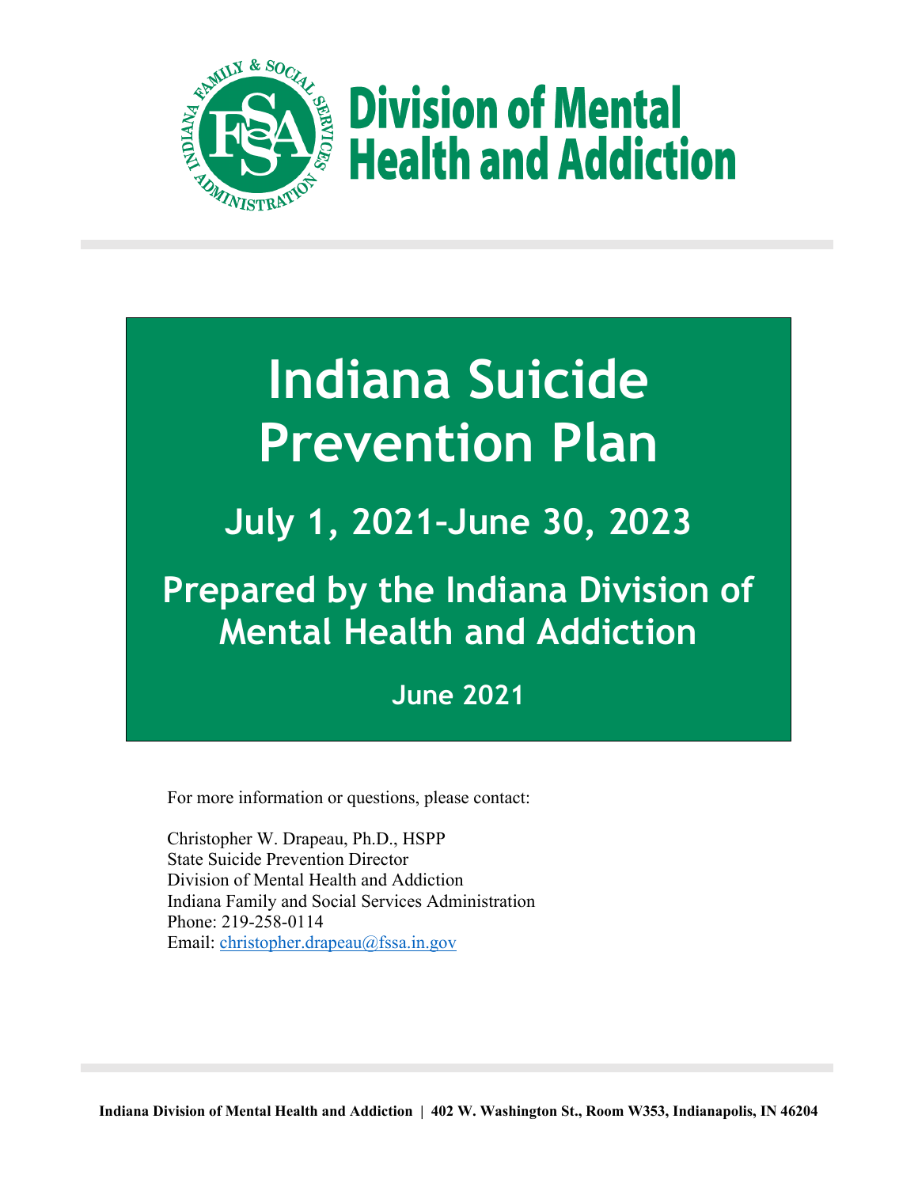# Division of Mental Health and Addiction

# Indiana Suicide Prevention Plan

## July 1, 2021–June 30, 2023

## Prepared by the Indiana Division of Mental Health and Addiction

**June 2021**

For more information or questions, please contact:

Christopher W. Drapeau, Ph.D., HSPP
State Suicide Prevention Director
Division of Mental Health and Addiction
Indiana Family and Social Services Administration
Phone: 219-258-0114
Email: christopher.drapeau@fssa.in.gov

**Indiana Division of Mental Health and Addiction | 402 W. Washington St., Room W353, Indianapolis, IN 46204**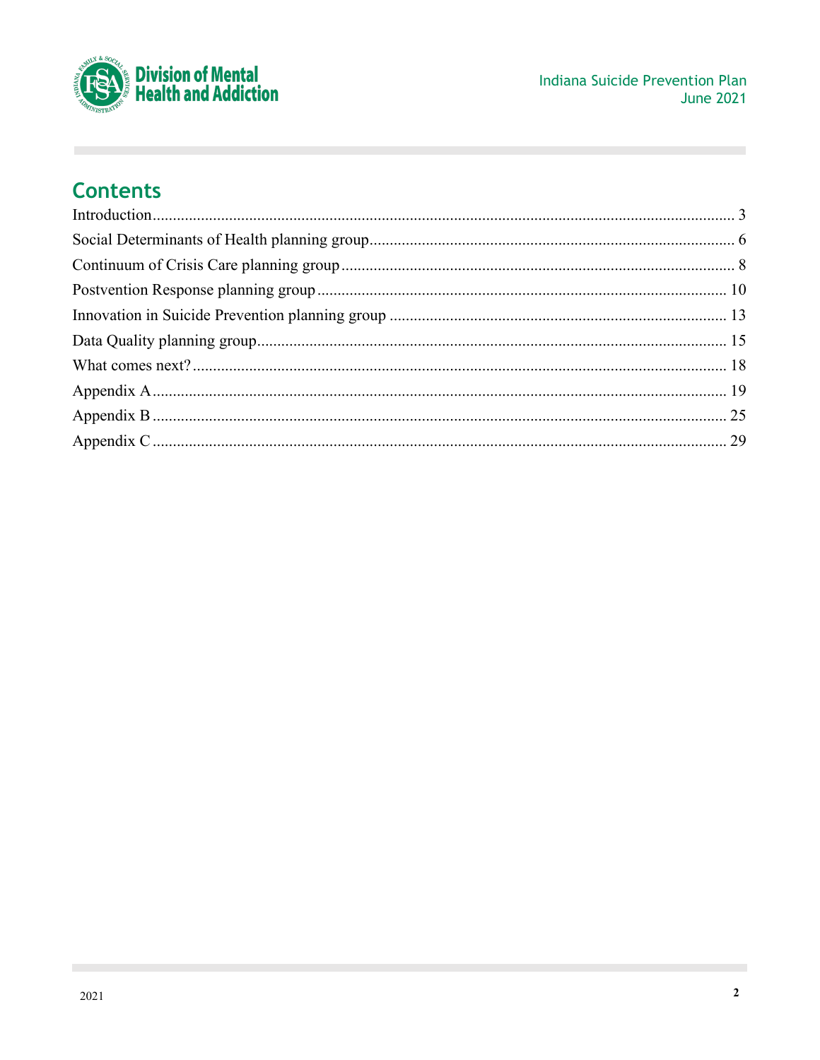## Contents

| | |
|---|---|
| Introduction | 3 |
| Social Determinants of Health planning group | 6 |
| Continuum of Crisis Care planning group | 8 |
| Postvention Response planning group | 10 |
| Innovation in Suicide Prevention planning group | 13 |
| Data Quality planning group | 15 |
| What comes next? | 18 |
| Appendix A | 19 |
| Appendix B | 25 |
| Appendix C | 29 |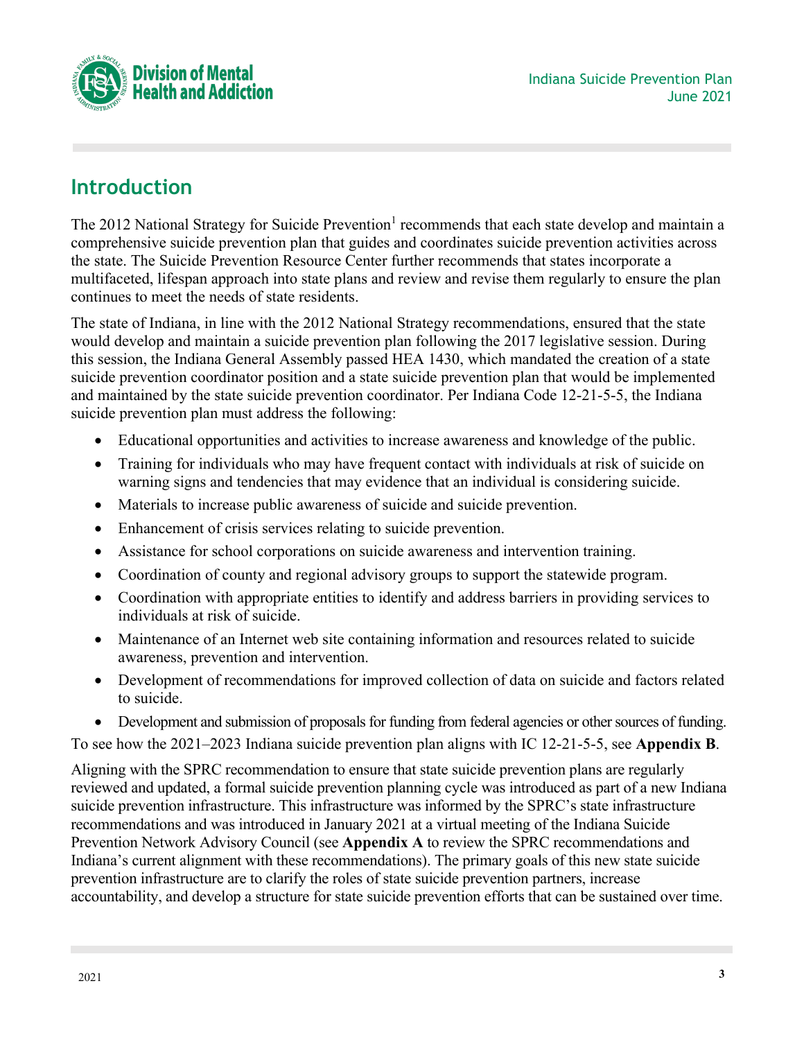## Introduction

The 2012 National Strategy for Suicide Prevention[1] recommends that each state develop and maintain a comprehensive suicide prevention plan that guides and coordinates suicide prevention activities across the state. The Suicide Prevention Resource Center further recommends that states incorporate a multifaceted, lifespan approach into state plans and review and revise them regularly to ensure the plan continues to meet the needs of state residents.

The state of Indiana, in line with the 2012 National Strategy recommendations, ensured that the state would develop and maintain a suicide prevention plan following the 2017 legislative session. During this session, the Indiana General Assembly passed HEA 1430, which mandated the creation of a state suicide prevention coordinator position and a state suicide prevention plan that would be implemented and maintained by the state suicide prevention coordinator. Per Indiana Code 12-21-5-5, the Indiana suicide prevention plan must address the following:

- Educational opportunities and activities to increase awareness and knowledge of the public.
- Training for individuals who may have frequent contact with individuals at risk of suicide on warning signs and tendencies that may evidence that an individual is considering suicide.
- Materials to increase public awareness of suicide and suicide prevention.
- Enhancement of crisis services relating to suicide prevention.
- Assistance for school corporations on suicide awareness and intervention training.
- Coordination of county and regional advisory groups to support the statewide program.
- Coordination with appropriate entities to identify and address barriers in providing services to individuals at risk of suicide.
- Maintenance of an Internet web site containing information and resources related to suicide awareness, prevention and intervention.
- Development of recommendations for improved collection of data on suicide and factors related to suicide.
- Development and submission of proposals for funding from federal agencies or other sources of funding.

To see how the 2021–2023 Indiana suicide prevention plan aligns with IC 12-21-5-5, see **Appendix B**.

Aligning with the SPRC recommendation to ensure that state suicide prevention plans are regularly reviewed and updated, a formal suicide prevention planning cycle was introduced as part of a new Indiana suicide prevention infrastructure. This infrastructure was informed by the SPRC's state infrastructure recommendations and was introduced in January 2021 at a virtual meeting of the Indiana Suicide Prevention Network Advisory Council (see **Appendix A** to review the SPRC recommendations and Indiana's current alignment with these recommendations). The primary goals of this new state suicide prevention infrastructure are to clarify the roles of state suicide prevention partners, increase accountability, and develop a structure for state suicide prevention efforts that can be sustained over time.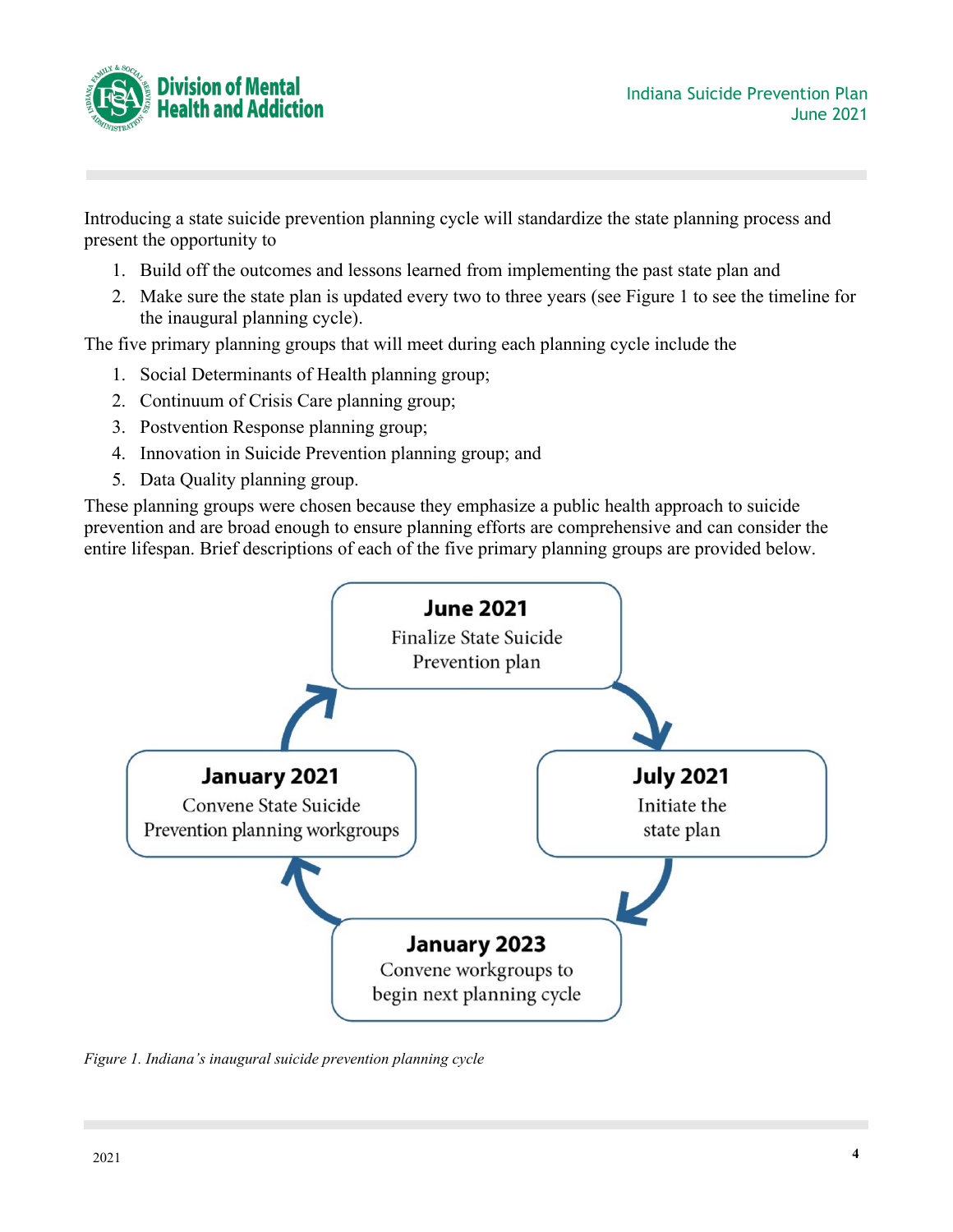Introducing a state suicide prevention planning cycle will standardize the state planning process and present the opportunity to

1. Build off the outcomes and lessons learned from implementing the past state plan and
2. Make sure the state plan is updated every two to three years (see Figure 1 to see the timeline for the inaugural planning cycle).

The five primary planning groups that will meet during each planning cycle include the

1. Social Determinants of Health planning group;
2. Continuum of Crisis Care planning group;
3. Postvention Response planning group;
4. Innovation in Suicide Prevention planning group; and
5. Data Quality planning group.

These planning groups were chosen because they emphasize a public health approach to suicide prevention and are broad enough to ensure planning efforts are comprehensive and can consider the entire lifespan. Brief descriptions of each of the five primary planning groups are provided below.

**June 2021**
Finalize State Suicide Prevention plan

**July 2021**
Initiate the state plan

**January 2023**
Convene workgroups to begin next planning cycle

**January 2021**
Convene State Suicide Prevention planning workgroups

*Figure 1. Indiana's inaugural suicide prevention planning cycle*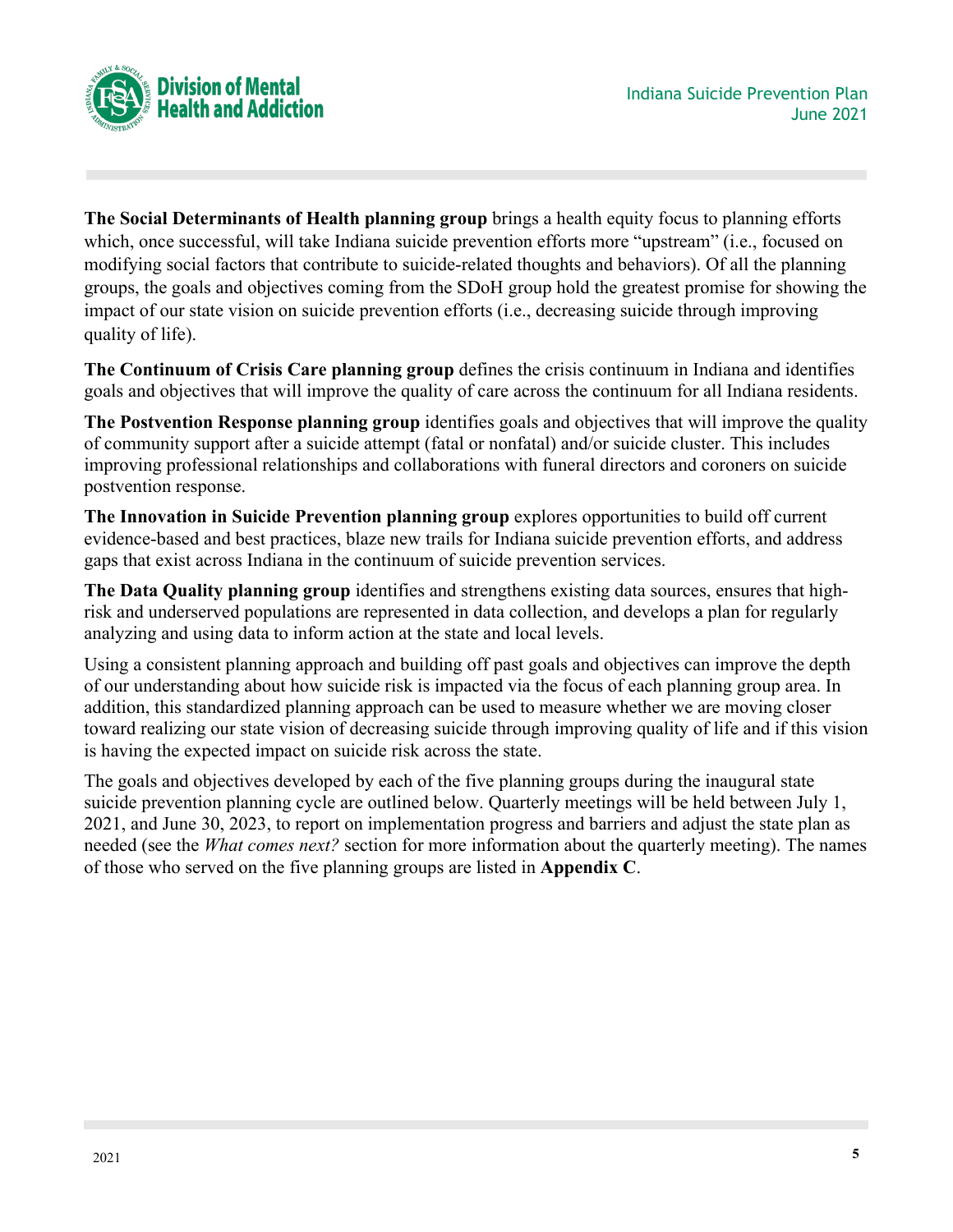**The Social Determinants of Health planning group** brings a health equity focus to planning efforts which, once successful, will take Indiana suicide prevention efforts more "upstream" (i.e., focused on modifying social factors that contribute to suicide-related thoughts and behaviors). Of all the planning groups, the goals and objectives coming from the SDoH group hold the greatest promise for showing the impact of our state vision on suicide prevention efforts (i.e., decreasing suicide through improving quality of life).

**The Continuum of Crisis Care planning group** defines the crisis continuum in Indiana and identifies goals and objectives that will improve the quality of care across the continuum for all Indiana residents.

**The Postvention Response planning group** identifies goals and objectives that will improve the quality of community support after a suicide attempt (fatal or nonfatal) and/or suicide cluster. This includes improving professional relationships and collaborations with funeral directors and coroners on suicide postvention response.

**The Innovation in Suicide Prevention planning group** explores opportunities to build off current evidence-based and best practices, blaze new trails for Indiana suicide prevention efforts, and address gaps that exist across Indiana in the continuum of suicide prevention services.

**The Data Quality planning group** identifies and strengthens existing data sources, ensures that high-risk and underserved populations are represented in data collection, and develops a plan for regularly analyzing and using data to inform action at the state and local levels.

Using a consistent planning approach and building off past goals and objectives can improve the depth of our understanding about how suicide risk is impacted via the focus of each planning group area. In addition, this standardized planning approach can be used to measure whether we are moving closer toward realizing our state vision of decreasing suicide through improving quality of life and if this vision is having the expected impact on suicide risk across the state.

The goals and objectives developed by each of the five planning groups during the inaugural state suicide prevention planning cycle are outlined below. Quarterly meetings will be held between July 1, 2021, and June 30, 2023, to report on implementation progress and barriers and adjust the state plan as needed (see the *What comes next?* section for more information about the quarterly meeting). The names of those who served on the five planning groups are listed in **Appendix C**.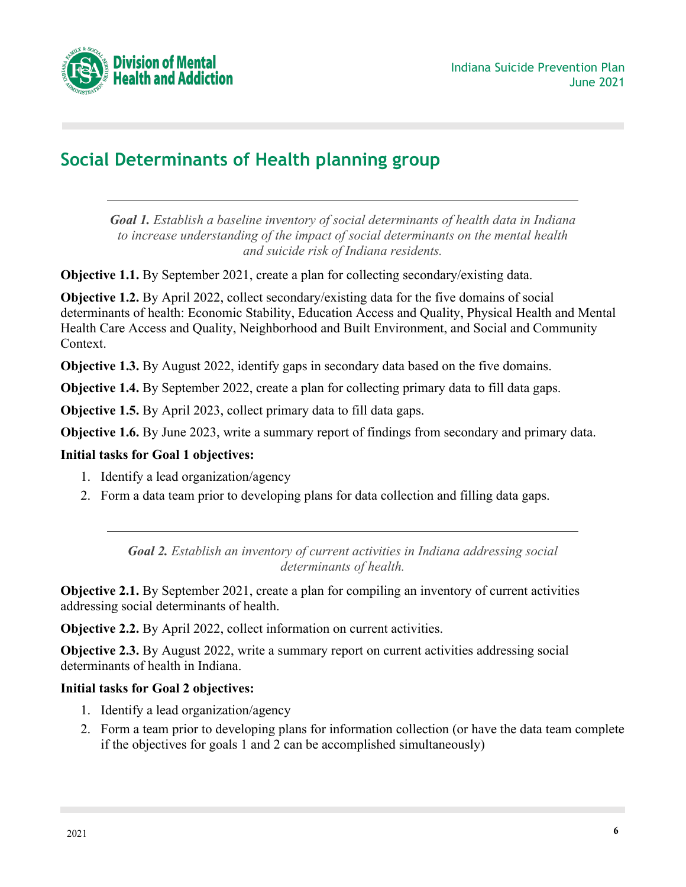## Social Determinants of Health planning group

***Goal 1.*** *Establish a baseline inventory of social determinants of health data in Indiana to increase understanding of the impact of social determinants on the mental health and suicide risk of Indiana residents.*

**Objective 1.1.** By September 2021, create a plan for collecting secondary/existing data.

**Objective 1.2.** By April 2022, collect secondary/existing data for the five domains of social determinants of health: Economic Stability, Education Access and Quality, Physical Health and Mental Health Care Access and Quality, Neighborhood and Built Environment, and Social and Community Context.

**Objective 1.3.** By August 2022, identify gaps in secondary data based on the five domains.

**Objective 1.4.** By September 2022, create a plan for collecting primary data to fill data gaps.

**Objective 1.5.** By April 2023, collect primary data to fill data gaps.

**Objective 1.6.** By June 2023, write a summary report of findings from secondary and primary data.

**Initial tasks for Goal 1 objectives:**

1. Identify a lead organization/agency
2. Form a data team prior to developing plans for data collection and filling data gaps.

***Goal 2.*** *Establish an inventory of current activities in Indiana addressing social determinants of health.*

**Objective 2.1.** By September 2021, create a plan for compiling an inventory of current activities addressing social determinants of health.

**Objective 2.2.** By April 2022, collect information on current activities.

**Objective 2.3.** By August 2022, write a summary report on current activities addressing social determinants of health in Indiana.

**Initial tasks for Goal 2 objectives:**

1. Identify a lead organization/agency
2. Form a team prior to developing plans for information collection (or have the data team complete if the objectives for goals 1 and 2 can be accomplished simultaneously)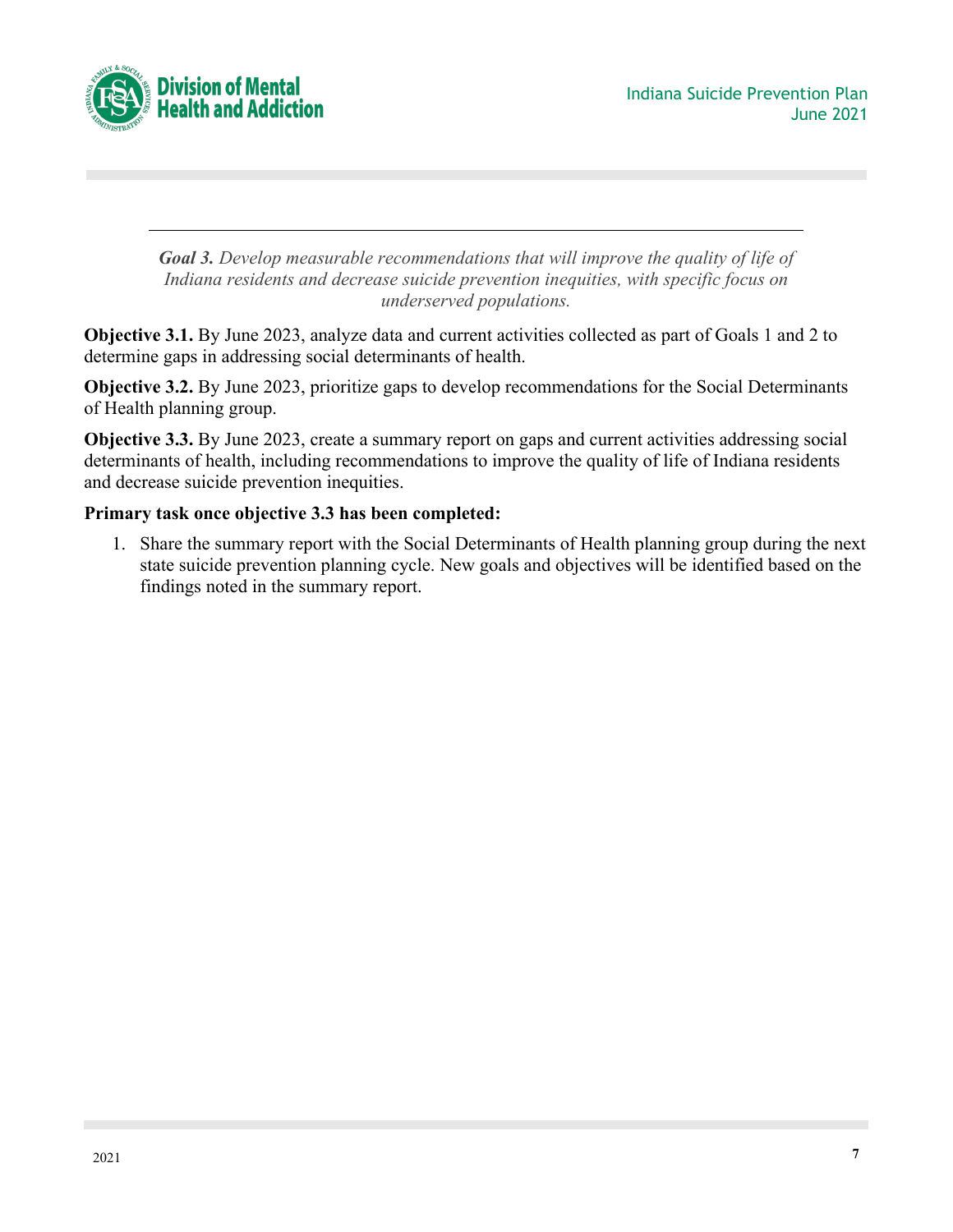***Goal 3.*** *Develop measurable recommendations that will improve the quality of life of Indiana residents and decrease suicide prevention inequities, with specific focus on underserved populations.*

**Objective 3.1.** By June 2023, analyze data and current activities collected as part of Goals 1 and 2 to determine gaps in addressing social determinants of health.

**Objective 3.2.** By June 2023, prioritize gaps to develop recommendations for the Social Determinants of Health planning group.

**Objective 3.3.** By June 2023, create a summary report on gaps and current activities addressing social determinants of health, including recommendations to improve the quality of life of Indiana residents and decrease suicide prevention inequities.

**Primary task once objective 3.3 has been completed:**

1. Share the summary report with the Social Determinants of Health planning group during the next state suicide prevention planning cycle. New goals and objectives will be identified based on the findings noted in the summary report.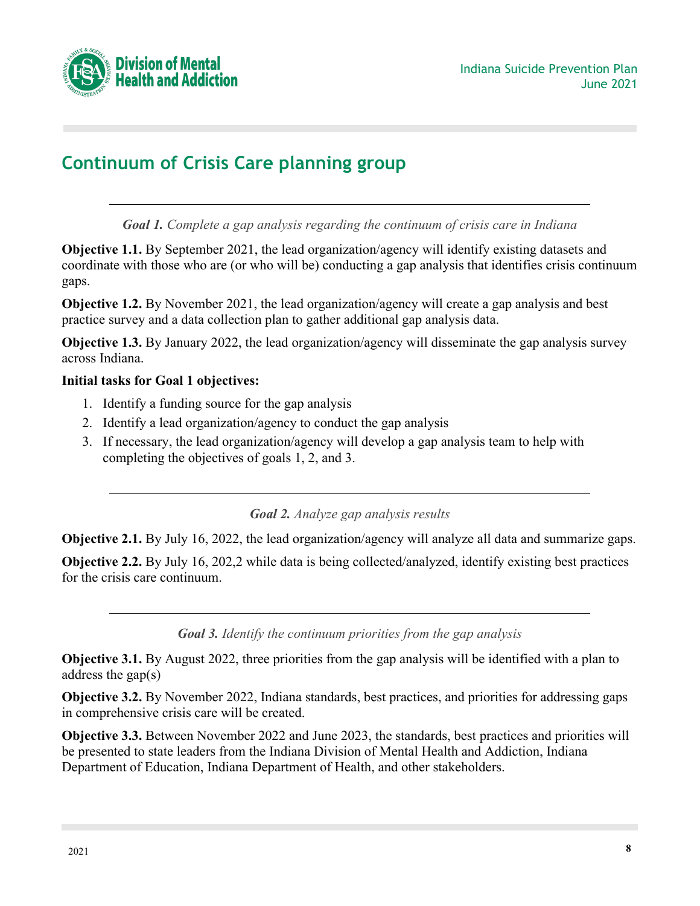## Continuum of Crisis Care planning group

---

***Goal 1.*** *Complete a gap analysis regarding the continuum of crisis care in Indiana*

**Objective 1.1.** By September 2021, the lead organization/agency will identify existing datasets and coordinate with those who are (or who will be) conducting a gap analysis that identifies crisis continuum gaps.

**Objective 1.2.** By November 2021, the lead organization/agency will create a gap analysis and best practice survey and a data collection plan to gather additional gap analysis data.

**Objective 1.3.** By January 2022, the lead organization/agency will disseminate the gap analysis survey across Indiana.

**Initial tasks for Goal 1 objectives:**

1. Identify a funding source for the gap analysis
2. Identify a lead organization/agency to conduct the gap analysis
3. If necessary, the lead organization/agency will develop a gap analysis team to help with completing the objectives of goals 1, 2, and 3.

---

***Goal 2.*** *Analyze gap analysis results*

**Objective 2.1.** By July 16, 2022, the lead organization/agency will analyze all data and summarize gaps.

**Objective 2.2.** By July 16, 202,2 while data is being collected/analyzed, identify existing best practices for the crisis care continuum.

---

***Goal 3.*** *Identify the continuum priorities from the gap analysis*

**Objective 3.1.** By August 2022, three priorities from the gap analysis will be identified with a plan to address the gap(s)

**Objective 3.2.** By November 2022, Indiana standards, best practices, and priorities for addressing gaps in comprehensive crisis care will be created.

**Objective 3.3.** Between November 2022 and June 2023, the standards, best practices and priorities will be presented to state leaders from the Indiana Division of Mental Health and Addiction, Indiana Department of Education, Indiana Department of Health, and other stakeholders.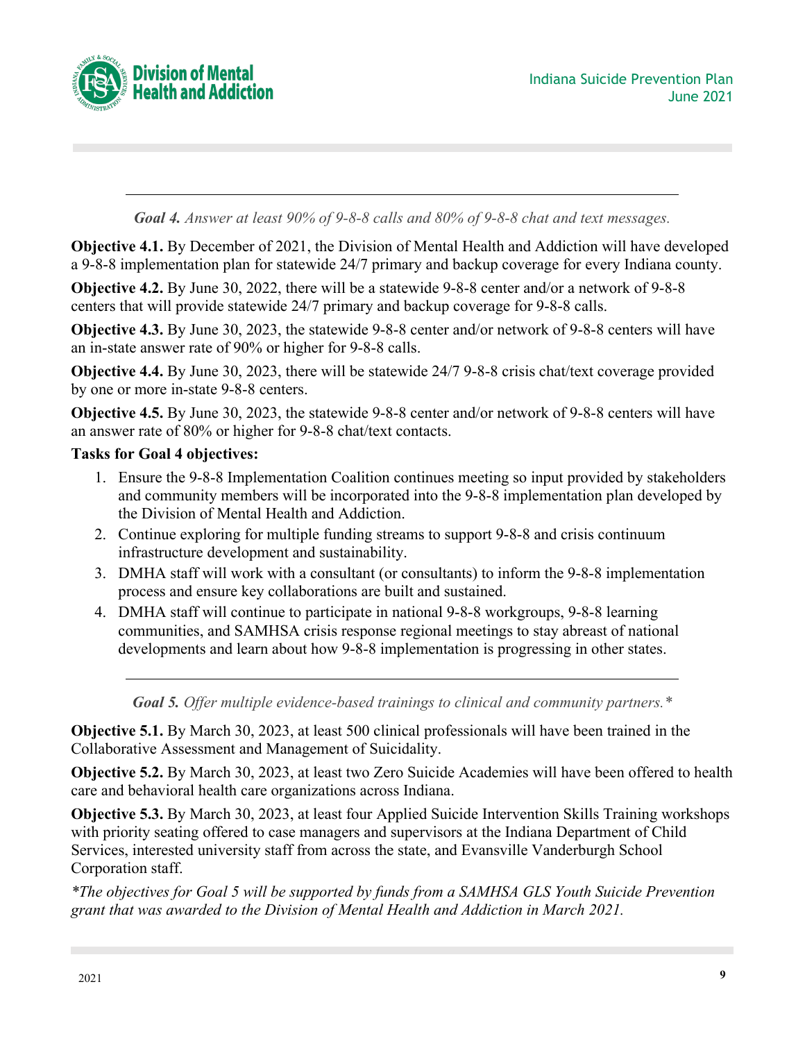---

***Goal 4.*** *Answer at least 90% of 9-8-8 calls and 80% of 9-8-8 chat and text messages.*

**Objective 4.1.** By December of 2021, the Division of Mental Health and Addiction will have developed a 9-8-8 implementation plan for statewide 24/7 primary and backup coverage for every Indiana county.

**Objective 4.2.** By June 30, 2022, there will be a statewide 9-8-8 center and/or a network of 9-8-8 centers that will provide statewide 24/7 primary and backup coverage for 9-8-8 calls.

**Objective 4.3.** By June 30, 2023, the statewide 9-8-8 center and/or network of 9-8-8 centers will have an in-state answer rate of 90% or higher for 9-8-8 calls.

**Objective 4.4.** By June 30, 2023, there will be statewide 24/7 9-8-8 crisis chat/text coverage provided by one or more in-state 9-8-8 centers.

**Objective 4.5.** By June 30, 2023, the statewide 9-8-8 center and/or network of 9-8-8 centers will have an answer rate of 80% or higher for 9-8-8 chat/text contacts.

**Tasks for Goal 4 objectives:**

1. Ensure the 9-8-8 Implementation Coalition continues meeting so input provided by stakeholders and community members will be incorporated into the 9-8-8 implementation plan developed by the Division of Mental Health and Addiction.
2. Continue exploring for multiple funding streams to support 9-8-8 and crisis continuum infrastructure development and sustainability.
3. DMHA staff will work with a consultant (or consultants) to inform the 9-8-8 implementation process and ensure key collaborations are built and sustained.
4. DMHA staff will continue to participate in national 9-8-8 workgroups, 9-8-8 learning communities, and SAMHSA crisis response regional meetings to stay abreast of national developments and learn about how 9-8-8 implementation is progressing in other states.

---

***Goal 5.*** *Offer multiple evidence-based trainings to clinical and community partners.**

**Objective 5.1.** By March 30, 2023, at least 500 clinical professionals will have been trained in the Collaborative Assessment and Management of Suicidality.

**Objective 5.2.** By March 30, 2023, at least two Zero Suicide Academies will have been offered to health care and behavioral health care organizations across Indiana.

**Objective 5.3.** By March 30, 2023, at least four Applied Suicide Intervention Skills Training workshops with priority seating offered to case managers and supervisors at the Indiana Department of Child Services, interested university staff from across the state, and Evansville Vanderburgh School Corporation staff.

*\*The objectives for Goal 5 will be supported by funds from a SAMHSA GLS Youth Suicide Prevention grant that was awarded to the Division of Mental Health and Addiction in March 2021.*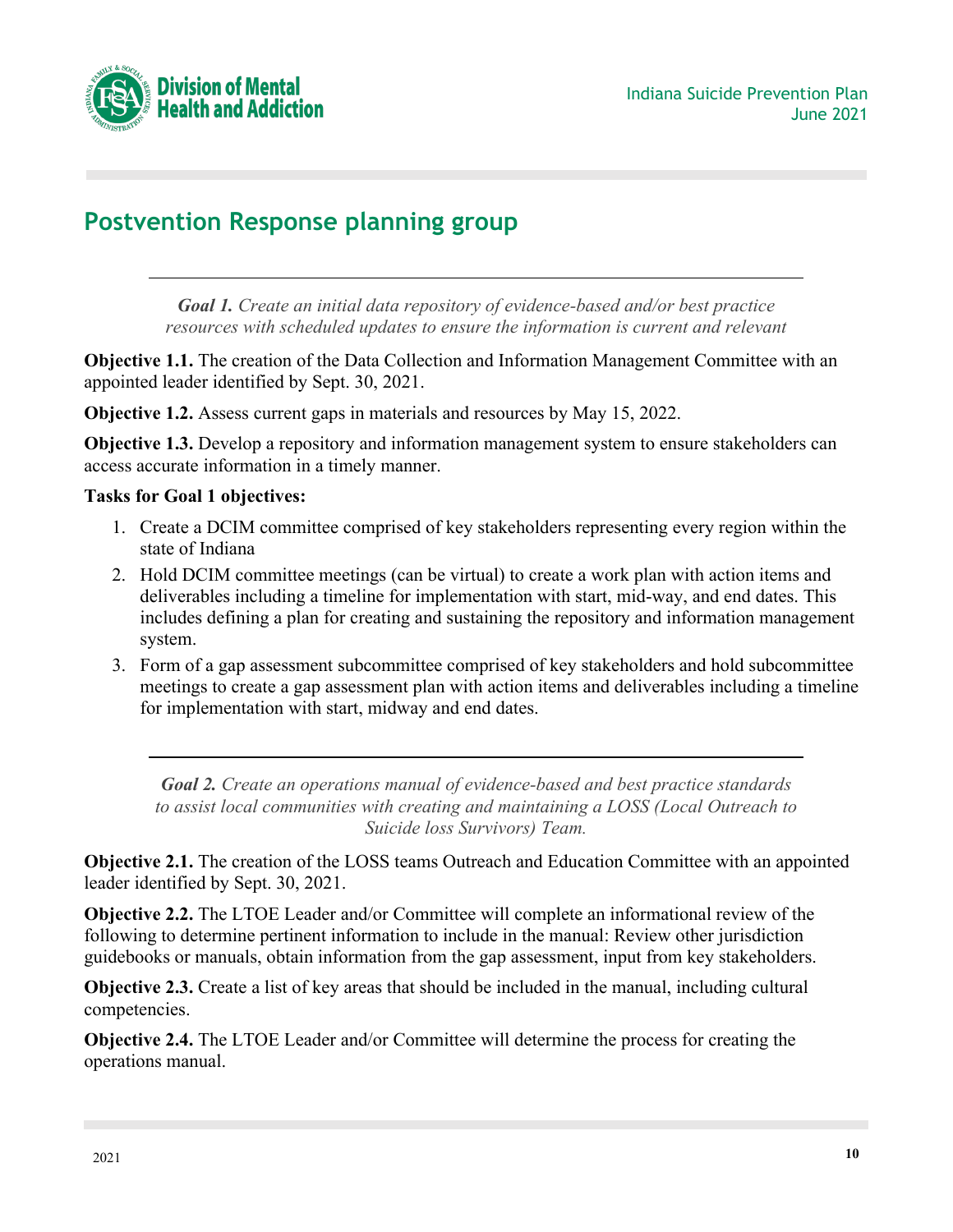## Postvention Response planning group

---

***Goal 1.*** *Create an initial data repository of evidence-based and/or best practice resources with scheduled updates to ensure the information is current and relevant*

**Objective 1.1.** The creation of the Data Collection and Information Management Committee with an appointed leader identified by Sept. 30, 2021.

**Objective 1.2.** Assess current gaps in materials and resources by May 15, 2022.

**Objective 1.3.** Develop a repository and information management system to ensure stakeholders can access accurate information in a timely manner.

**Tasks for Goal 1 objectives:**

1. Create a DCIM committee comprised of key stakeholders representing every region within the state of Indiana
2. Hold DCIM committee meetings (can be virtual) to create a work plan with action items and deliverables including a timeline for implementation with start, mid-way, and end dates. This includes defining a plan for creating and sustaining the repository and information management system.
3. Form of a gap assessment subcommittee comprised of key stakeholders and hold subcommittee meetings to create a gap assessment plan with action items and deliverables including a timeline for implementation with start, midway and end dates.

---

***Goal 2.*** *Create an operations manual of evidence-based and best practice standards to assist local communities with creating and maintaining a LOSS (Local Outreach to Suicide loss Survivors) Team.*

**Objective 2.1.** The creation of the LOSS teams Outreach and Education Committee with an appointed leader identified by Sept. 30, 2021.

**Objective 2.2.** The LTOE Leader and/or Committee will complete an informational review of the following to determine pertinent information to include in the manual: Review other jurisdiction guidebooks or manuals, obtain information from the gap assessment, input from key stakeholders.

**Objective 2.3.** Create a list of key areas that should be included in the manual, including cultural competencies.

**Objective 2.4.** The LTOE Leader and/or Committee will determine the process for creating the operations manual.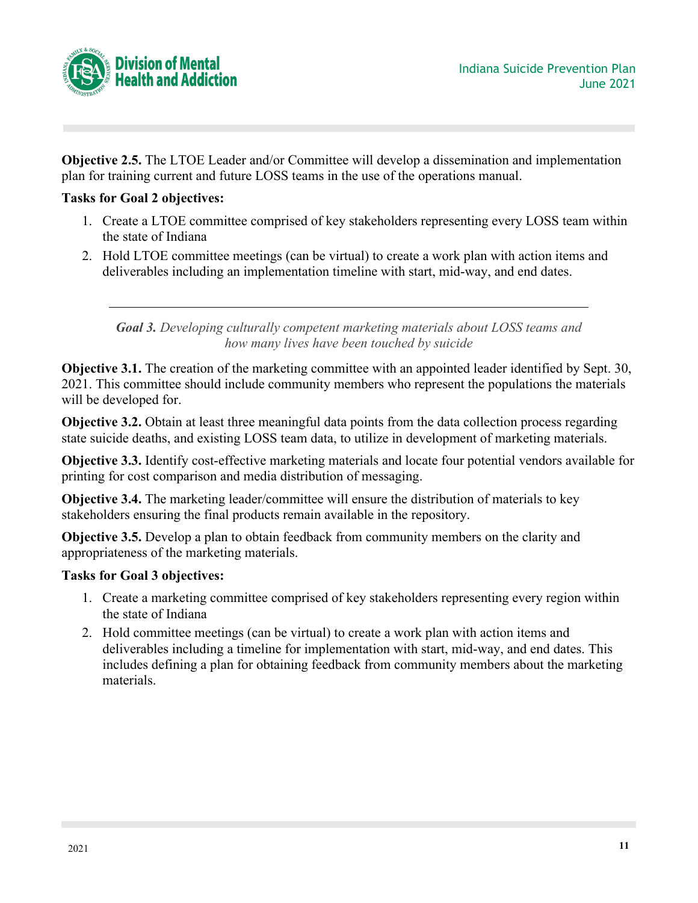**Objective 2.5.** The LTOE Leader and/or Committee will develop a dissemination and implementation plan for training current and future LOSS teams in the use of the operations manual.

**Tasks for Goal 2 objectives:**

1. Create a LTOE committee comprised of key stakeholders representing every LOSS team within the state of Indiana
2. Hold LTOE committee meetings (can be virtual) to create a work plan with action items and deliverables including an implementation timeline with start, mid-way, and end dates.

---

***Goal 3.*** *Developing culturally competent marketing materials about LOSS teams and how many lives have been touched by suicide*

**Objective 3.1.** The creation of the marketing committee with an appointed leader identified by Sept. 30, 2021. This committee should include community members who represent the populations the materials will be developed for.

**Objective 3.2.** Obtain at least three meaningful data points from the data collection process regarding state suicide deaths, and existing LOSS team data, to utilize in development of marketing materials.

**Objective 3.3.** Identify cost-effective marketing materials and locate four potential vendors available for printing for cost comparison and media distribution of messaging.

**Objective 3.4.** The marketing leader/committee will ensure the distribution of materials to key stakeholders ensuring the final products remain available in the repository.

**Objective 3.5.** Develop a plan to obtain feedback from community members on the clarity and appropriateness of the marketing materials.

**Tasks for Goal 3 objectives:**

1. Create a marketing committee comprised of key stakeholders representing every region within the state of Indiana
2. Hold committee meetings (can be virtual) to create a work plan with action items and deliverables including a timeline for implementation with start, mid-way, and end dates. This includes defining a plan for obtaining feedback from community members about the marketing materials.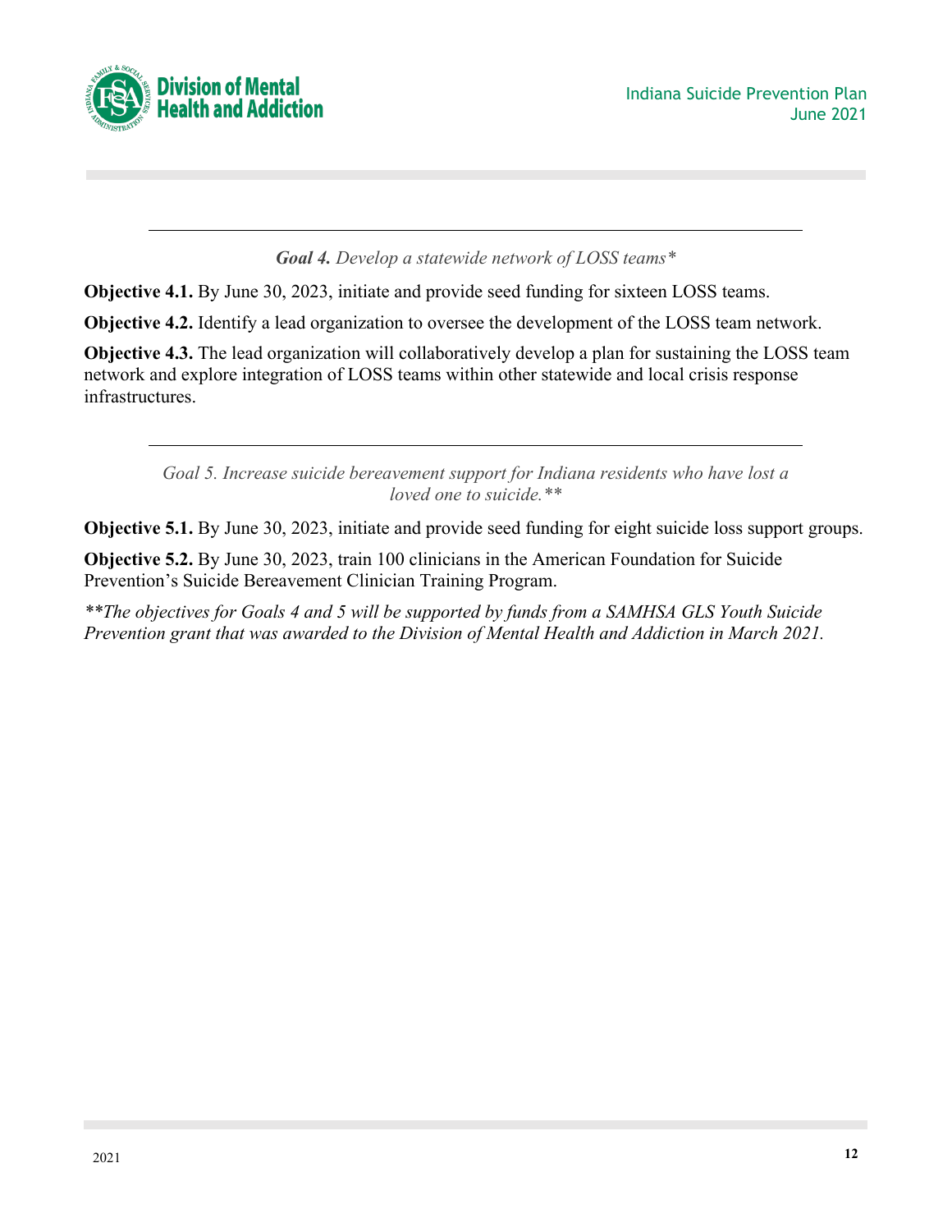---

*__Goal 4.__ Develop a statewide network of LOSS teams**

**Objective 4.1.** By June 30, 2023, initiate and provide seed funding for sixteen LOSS teams.

**Objective 4.2.** Identify a lead organization to oversee the development of the LOSS team network.

**Objective 4.3.** The lead organization will collaboratively develop a plan for sustaining the LOSS team network and explore integration of LOSS teams within other statewide and local crisis response infrastructures.

---

*Goal 5. Increase suicide bereavement support for Indiana residents who have lost a loved one to suicide.***

**Objective 5.1.** By June 30, 2023, initiate and provide seed funding for eight suicide loss support groups.

**Objective 5.2.** By June 30, 2023, train 100 clinicians in the American Foundation for Suicide Prevention's Suicide Bereavement Clinician Training Program.

*\*\*The objectives for Goals 4 and 5 will be supported by funds from a SAMHSA GLS Youth Suicide Prevention grant that was awarded to the Division of Mental Health and Addiction in March 2021.*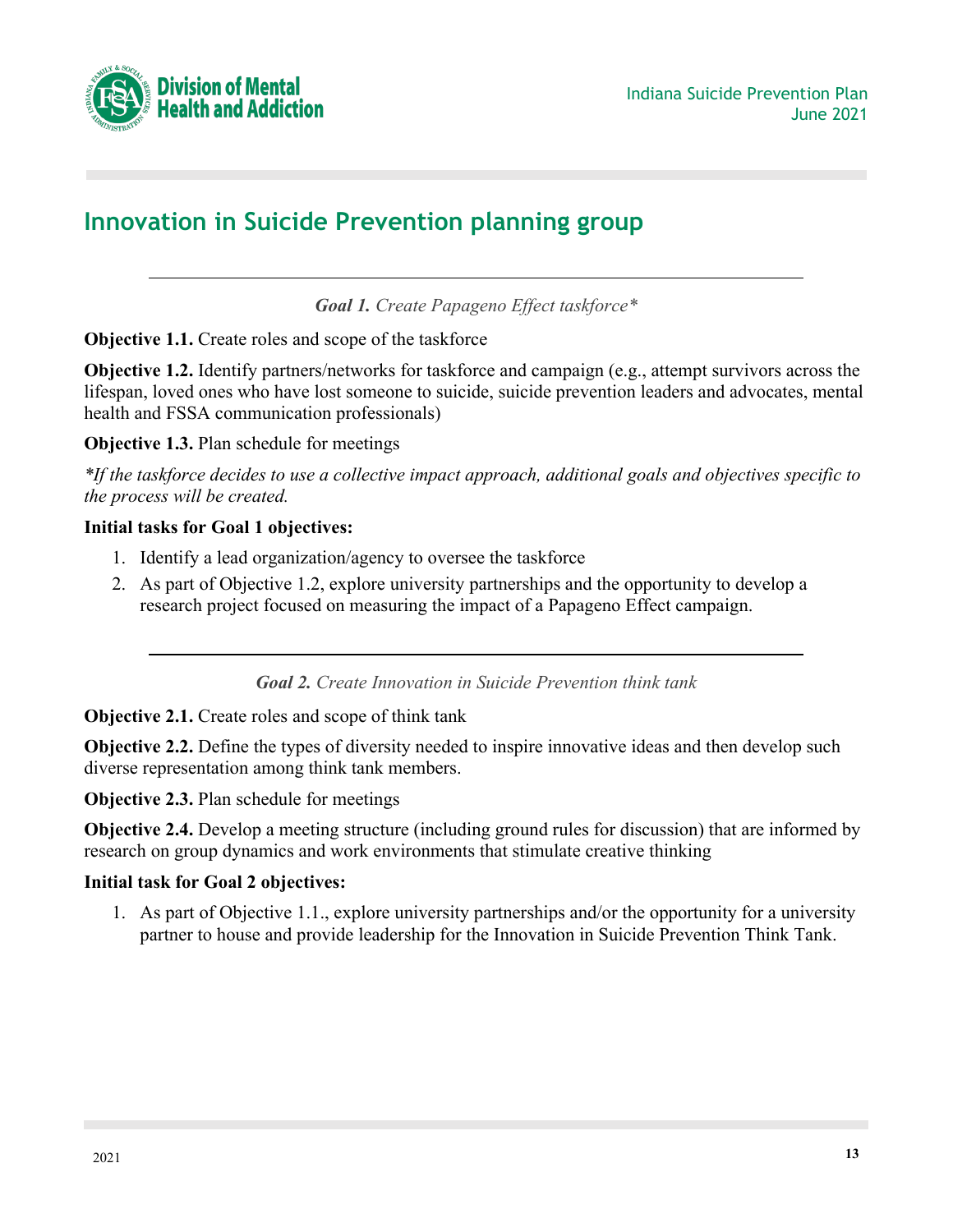## Innovation in Suicide Prevention planning group

---

***Goal 1.*** *Create Papageno Effect taskforce**

**Objective 1.1.** Create roles and scope of the taskforce

**Objective 1.2.** Identify partners/networks for taskforce and campaign (e.g., attempt survivors across the lifespan, loved ones who have lost someone to suicide, suicide prevention leaders and advocates, mental health and FSSA communication professionals)

**Objective 1.3.** Plan schedule for meetings

**If the taskforce decides to use a collective impact approach, additional goals and objectives specific to the process will be created.*

**Initial tasks for Goal 1 objectives:**

1. Identify a lead organization/agency to oversee the taskforce
2. As part of Objective 1.2, explore university partnerships and the opportunity to develop a research project focused on measuring the impact of a Papageno Effect campaign.

---

***Goal 2.*** *Create Innovation in Suicide Prevention think tank*

**Objective 2.1.** Create roles and scope of think tank

**Objective 2.2.** Define the types of diversity needed to inspire innovative ideas and then develop such diverse representation among think tank members.

**Objective 2.3.** Plan schedule for meetings

**Objective 2.4.** Develop a meeting structure (including ground rules for discussion) that are informed by research on group dynamics and work environments that stimulate creative thinking

**Initial task for Goal 2 objectives:**

1. As part of Objective 1.1., explore university partnerships and/or the opportunity for a university partner to house and provide leadership for the Innovation in Suicide Prevention Think Tank.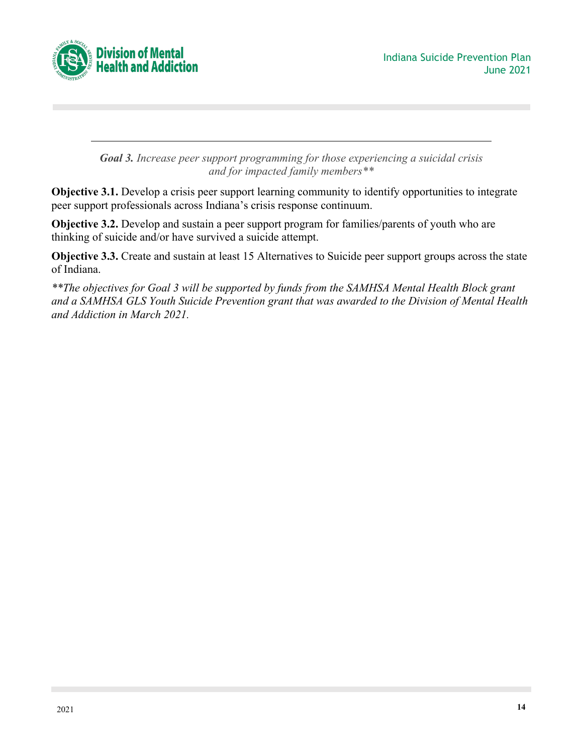***Goal 3.*** *Increase peer support programming for those experiencing a suicidal crisis and for impacted family members**\*\****

**Objective 3.1.** Develop a crisis peer support learning community to identify opportunities to integrate peer support professionals across Indiana's crisis response continuum.

**Objective 3.2.** Develop and sustain a peer support program for families/parents of youth who are thinking of suicide and/or have survived a suicide attempt.

**Objective 3.3.** Create and sustain at least 15 Alternatives to Suicide peer support groups across the state of Indiana.

*\*\*The objectives for Goal 3 will be supported by funds from the SAMHSA Mental Health Block grant and a SAMHSA GLS Youth Suicide Prevention grant that was awarded to the Division of Mental Health and Addiction in March 2021.*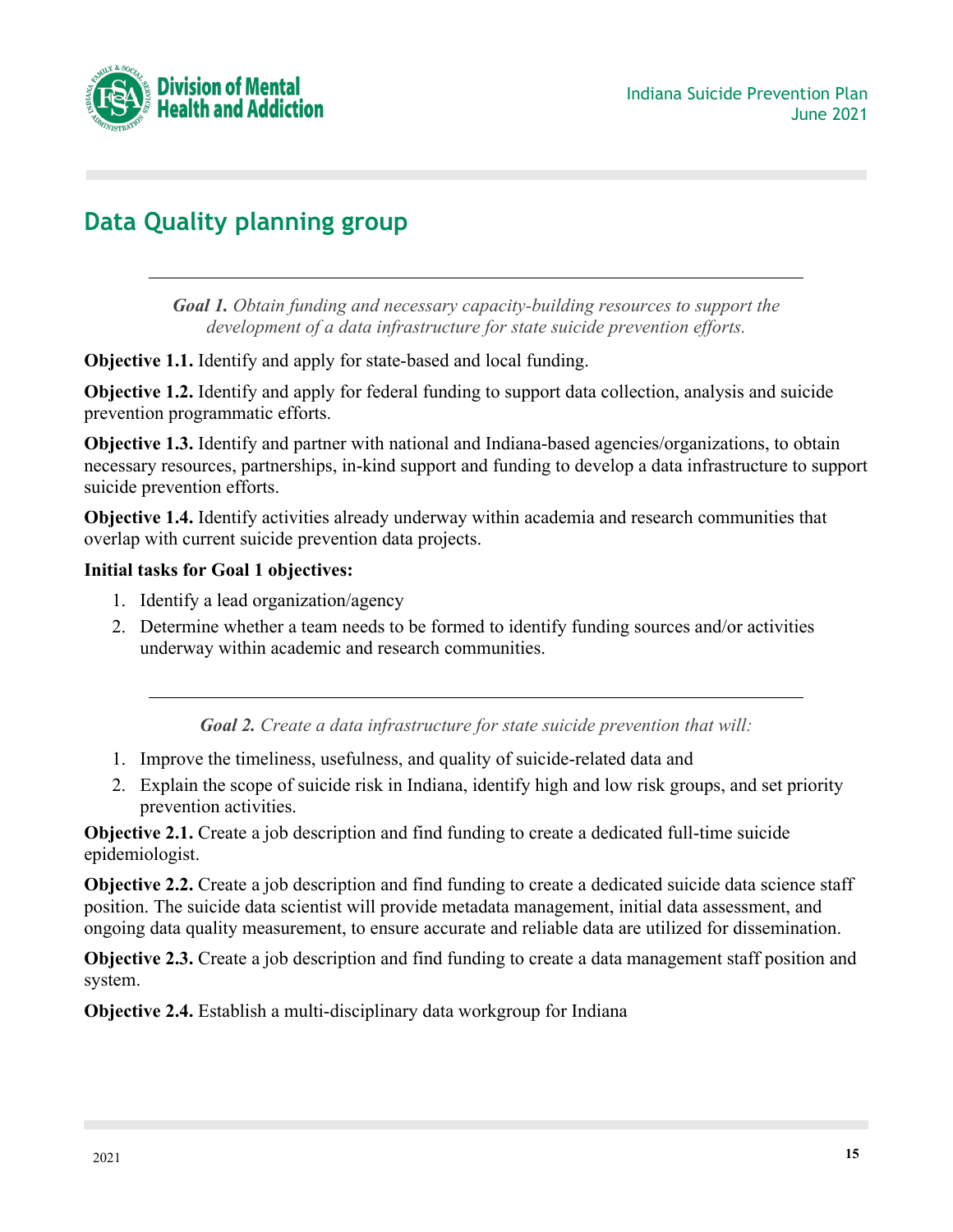## Data Quality planning group

---

*__Goal 1.__ Obtain funding and necessary capacity-building resources to support the development of a data infrastructure for state suicide prevention efforts.*

**Objective 1.1.** Identify and apply for state-based and local funding.

**Objective 1.2.** Identify and apply for federal funding to support data collection, analysis and suicide prevention programmatic efforts.

**Objective 1.3.** Identify and partner with national and Indiana-based agencies/organizations, to obtain necessary resources, partnerships, in-kind support and funding to develop a data infrastructure to support suicide prevention efforts.

**Objective 1.4.** Identify activities already underway within academia and research communities that overlap with current suicide prevention data projects.

**Initial tasks for Goal 1 objectives:**

1. Identify a lead organization/agency
2. Determine whether a team needs to be formed to identify funding sources and/or activities underway within academic and research communities.

---

*__Goal 2.__ Create a data infrastructure for state suicide prevention that will:*

1. Improve the timeliness, usefulness, and quality of suicide-related data and
2. Explain the scope of suicide risk in Indiana, identify high and low risk groups, and set priority prevention activities.

**Objective 2.1.** Create a job description and find funding to create a dedicated full-time suicide epidemiologist.

**Objective 2.2.** Create a job description and find funding to create a dedicated suicide data science staff position. The suicide data scientist will provide metadata management, initial data assessment, and ongoing data quality measurement, to ensure accurate and reliable data are utilized for dissemination.

**Objective 2.3.** Create a job description and find funding to create a data management staff position and system.

**Objective 2.4.** Establish a multi-disciplinary data workgroup for Indiana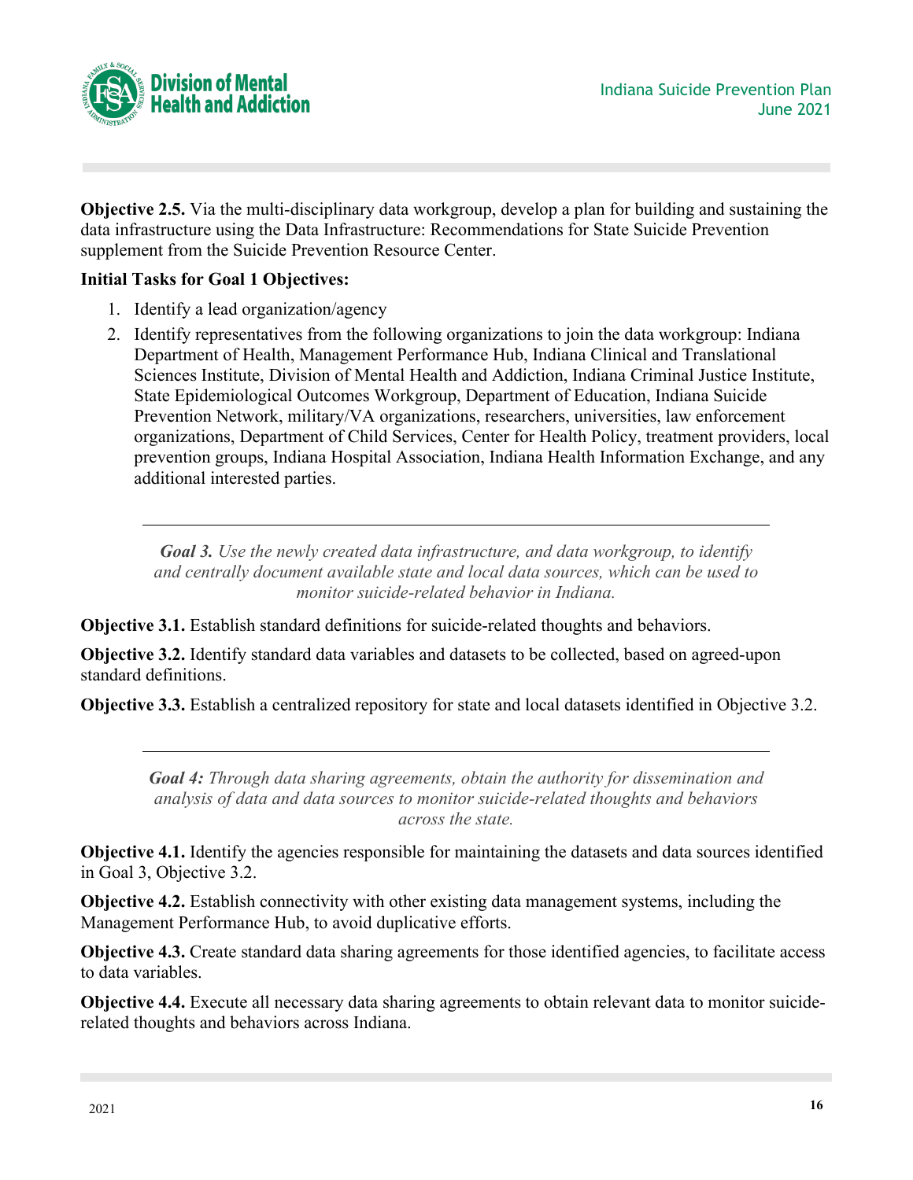**Objective 2.5.** Via the multi-disciplinary data workgroup, develop a plan for building and sustaining the data infrastructure using the Data Infrastructure: Recommendations for State Suicide Prevention supplement from the Suicide Prevention Resource Center.

**Initial Tasks for Goal 1 Objectives:**

1. Identify a lead organization/agency
2. Identify representatives from the following organizations to join the data workgroup: Indiana Department of Health, Management Performance Hub, Indiana Clinical and Translational Sciences Institute, Division of Mental Health and Addiction, Indiana Criminal Justice Institute, State Epidemiological Outcomes Workgroup, Department of Education, Indiana Suicide Prevention Network, military/VA organizations, researchers, universities, law enforcement organizations, Department of Child Services, Center for Health Policy, treatment providers, local prevention groups, Indiana Hospital Association, Indiana Health Information Exchange, and any additional interested parties.

---

***Goal 3.*** *Use the newly created data infrastructure, and data workgroup, to identify and centrally document available state and local data sources, which can be used to monitor suicide-related behavior in Indiana.*

**Objective 3.1.** Establish standard definitions for suicide-related thoughts and behaviors.

**Objective 3.2.** Identify standard data variables and datasets to be collected, based on agreed-upon standard definitions.

**Objective 3.3.** Establish a centralized repository for state and local datasets identified in Objective 3.2.

---

***Goal 4:*** *Through data sharing agreements, obtain the authority for dissemination and analysis of data and data sources to monitor suicide-related thoughts and behaviors across the state.*

**Objective 4.1.** Identify the agencies responsible for maintaining the datasets and data sources identified in Goal 3, Objective 3.2.

**Objective 4.2.** Establish connectivity with other existing data management systems, including the Management Performance Hub, to avoid duplicative efforts.

**Objective 4.3.** Create standard data sharing agreements for those identified agencies, to facilitate access to data variables.

**Objective 4.4.** Execute all necessary data sharing agreements to obtain relevant data to monitor suicide-related thoughts and behaviors across Indiana.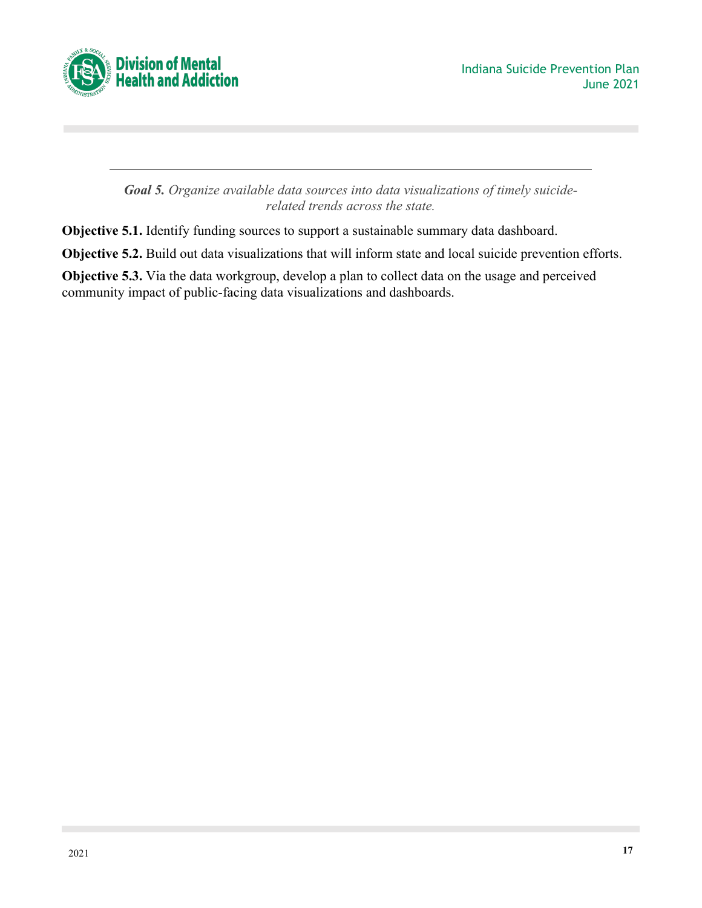***Goal 5.*** *Organize available data sources into data visualizations of timely suicide-related trends across the state.*

**Objective 5.1.** Identify funding sources to support a sustainable summary data dashboard.

**Objective 5.2.** Build out data visualizations that will inform state and local suicide prevention efforts.

**Objective 5.3.** Via the data workgroup, develop a plan to collect data on the usage and perceived community impact of public-facing data visualizations and dashboards.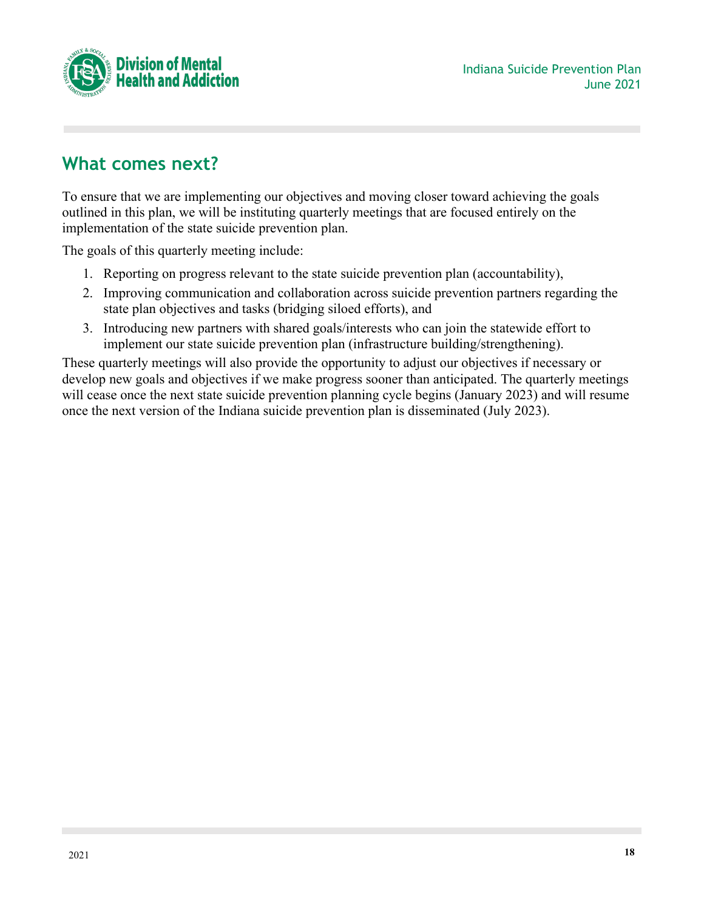## What comes next?

To ensure that we are implementing our objectives and moving closer toward achieving the goals outlined in this plan, we will be instituting quarterly meetings that are focused entirely on the implementation of the state suicide prevention plan.

The goals of this quarterly meeting include:

1. Reporting on progress relevant to the state suicide prevention plan (accountability),
2. Improving communication and collaboration across suicide prevention partners regarding the state plan objectives and tasks (bridging siloed efforts), and
3. Introducing new partners with shared goals/interests who can join the statewide effort to implement our state suicide prevention plan (infrastructure building/strengthening).

These quarterly meetings will also provide the opportunity to adjust our objectives if necessary or develop new goals and objectives if we make progress sooner than anticipated. The quarterly meetings will cease once the next state suicide prevention planning cycle begins (January 2023) and will resume once the next version of the Indiana suicide prevention plan is disseminated (July 2023).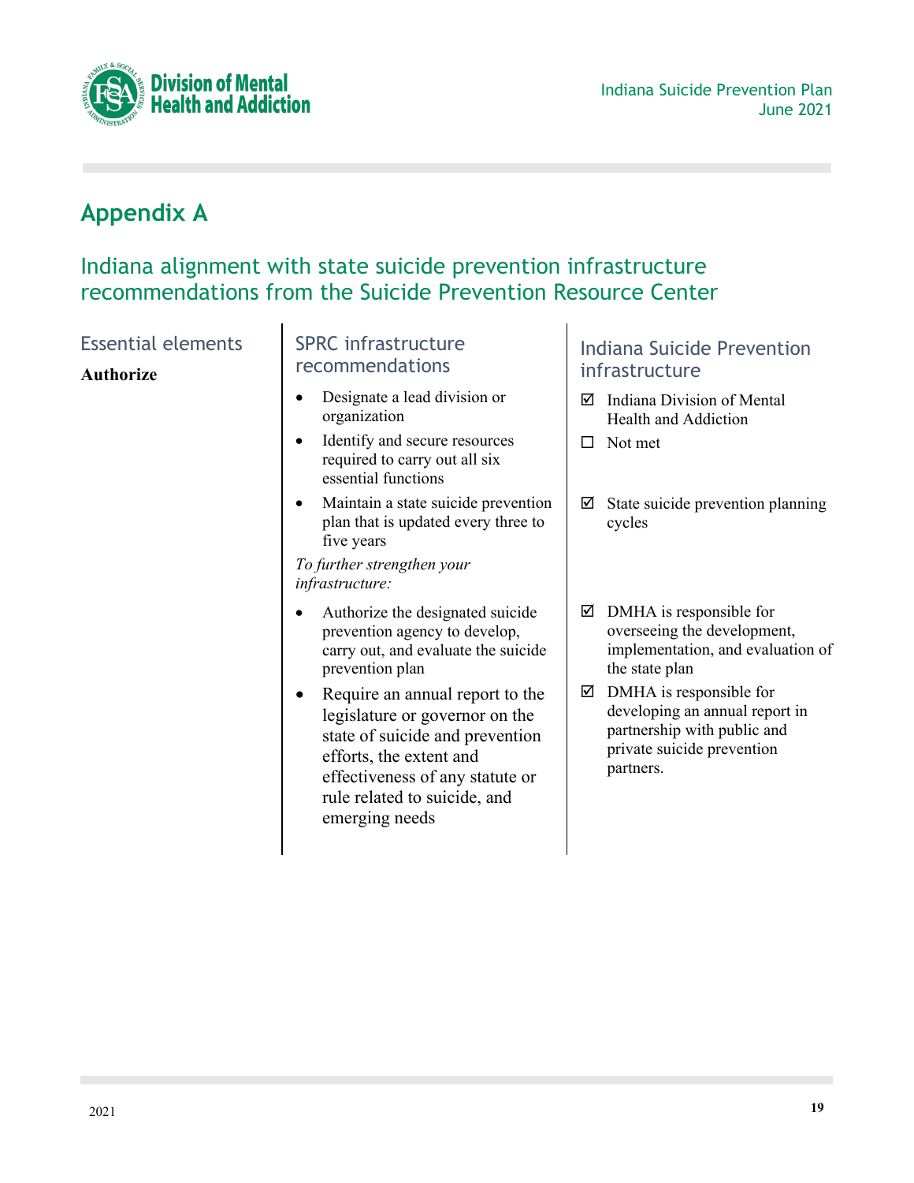## Appendix A

### Indiana alignment with state suicide prevention infrastructure recommendations from the Suicide Prevention Resource Center

| Essential elements | SPRC infrastructure recommendations | Indiana Suicide Prevention infrastructure |
|---|---|---|
| **Authorize** | • Designate a lead division or organization | ☑ Indiana Division of Mental Health and Addiction |
| | • Identify and secure resources required to carry out all six essential functions | ☐ Not met |
| | • Maintain a state suicide prevention plan that is updated every three to five years | ☑ State suicide prevention planning cycles |
| | *To further strengthen your infrastructure:* | |
| | • Authorize the designated suicide prevention agency to develop, carry out, and evaluate the suicide prevention plan | ☑ DMHA is responsible for overseeing the development, implementation, and evaluation of the state plan |
| | • Require an annual report to the legislature or governor on the state of suicide and prevention efforts, the extent and effectiveness of any statute or rule related to suicide, and emerging needs | ☑ DMHA is responsible for developing an annual report in partnership with public and private suicide prevention partners. |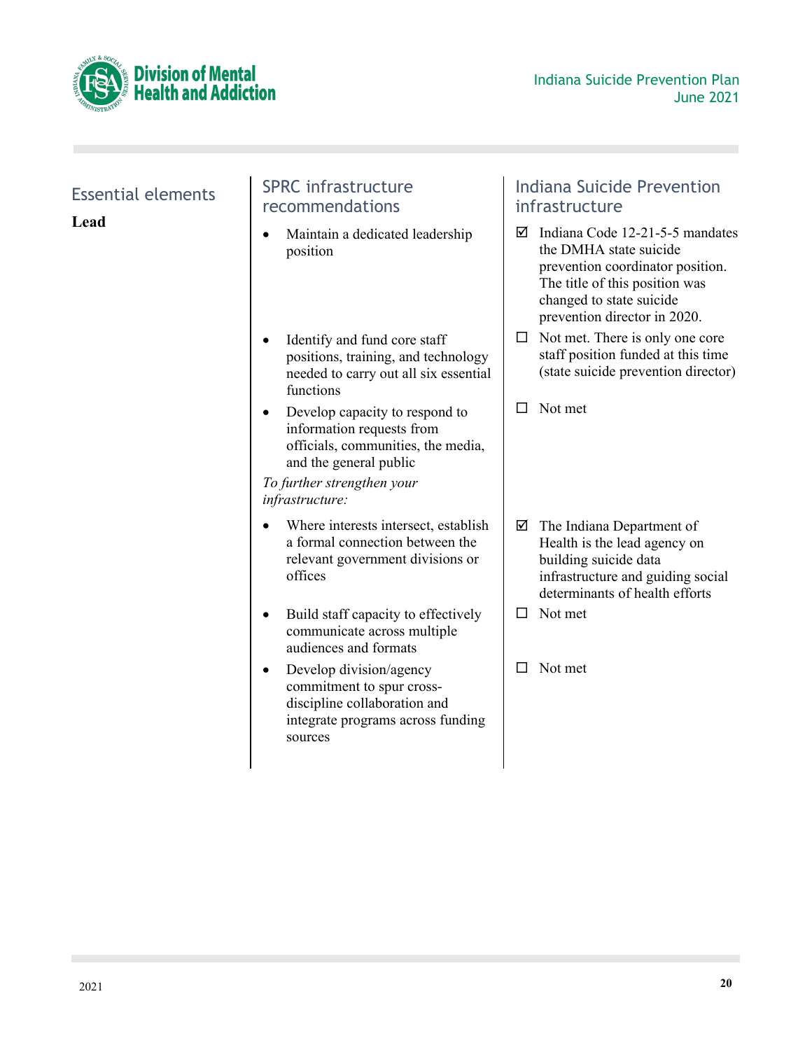| Essential elements | SPRC infrastructure recommendations | Indiana Suicide Prevention infrastructure |
|---|---|---|
| **Lead** | • Maintain a dedicated leadership position | ☑ Indiana Code 12-21-5-5 mandates the DMHA state suicide prevention coordinator position. The title of this position was changed to state suicide prevention director in 2020. |
| | • Identify and fund core staff positions, training, and technology needed to carry out all six essential functions | ☐ Not met. There is only one core staff position funded at this time (state suicide prevention director) |
| | • Develop capacity to respond to information requests from officials, communities, the media, and the general public | ☐ Not met |
| | *To further strengthen your infrastructure:* | |
| | • Where interests intersect, establish a formal connection between the relevant government divisions or offices | ☑ The Indiana Department of Health is the lead agency on building suicide data infrastructure and guiding social determinants of health efforts |
| | • Build staff capacity to effectively communicate across multiple audiences and formats | ☐ Not met |
| | • Develop division/agency commitment to spur cross-discipline collaboration and integrate programs across funding sources | ☐ Not met |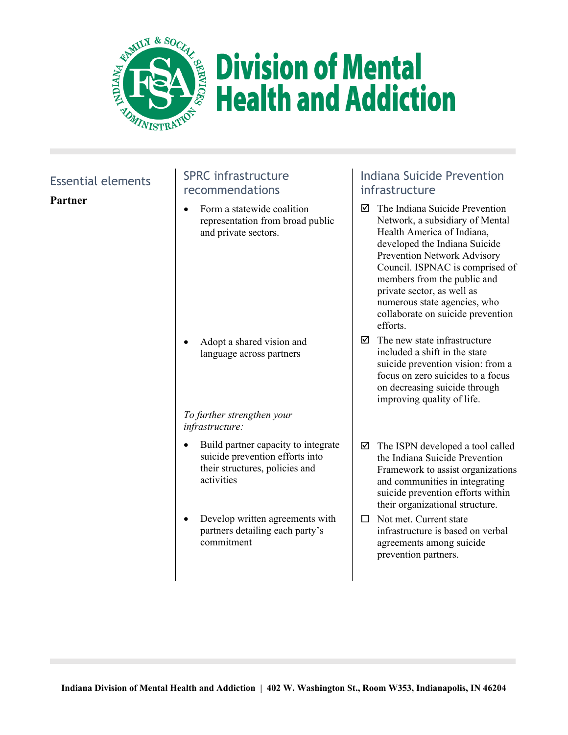| Essential elements | SPRC infrastructure recommendations | Indiana Suicide Prevention infrastructure |
|---|---|---|
| **Partner** | • Form a statewide coalition representation from broad public and private sectors. | ☑ The Indiana Suicide Prevention Network, a subsidiary of Mental Health America of Indiana, developed the Indiana Suicide Prevention Network Advisory Council. ISPNAC is comprised of members from the public and private sector, as well as numerous state agencies, who collaborate on suicide prevention efforts. |
| | • Adopt a shared vision and language across partners | ☑ The new state infrastructure included a shift in the state suicide prevention vision: from a focus on zero suicides to a focus on decreasing suicide through improving quality of life. |
| | *To further strengthen your infrastructure:* | |
| | • Build partner capacity to integrate suicide prevention efforts into their structures, policies and activities | ☑ The ISPN developed a tool called the Indiana Suicide Prevention Framework to assist organizations and communities in integrating suicide prevention efforts within their organizational structure. |
| | • Develop written agreements with partners detailing each party's commitment | ☐ Not met. Current state infrastructure is based on verbal agreements among suicide prevention partners. |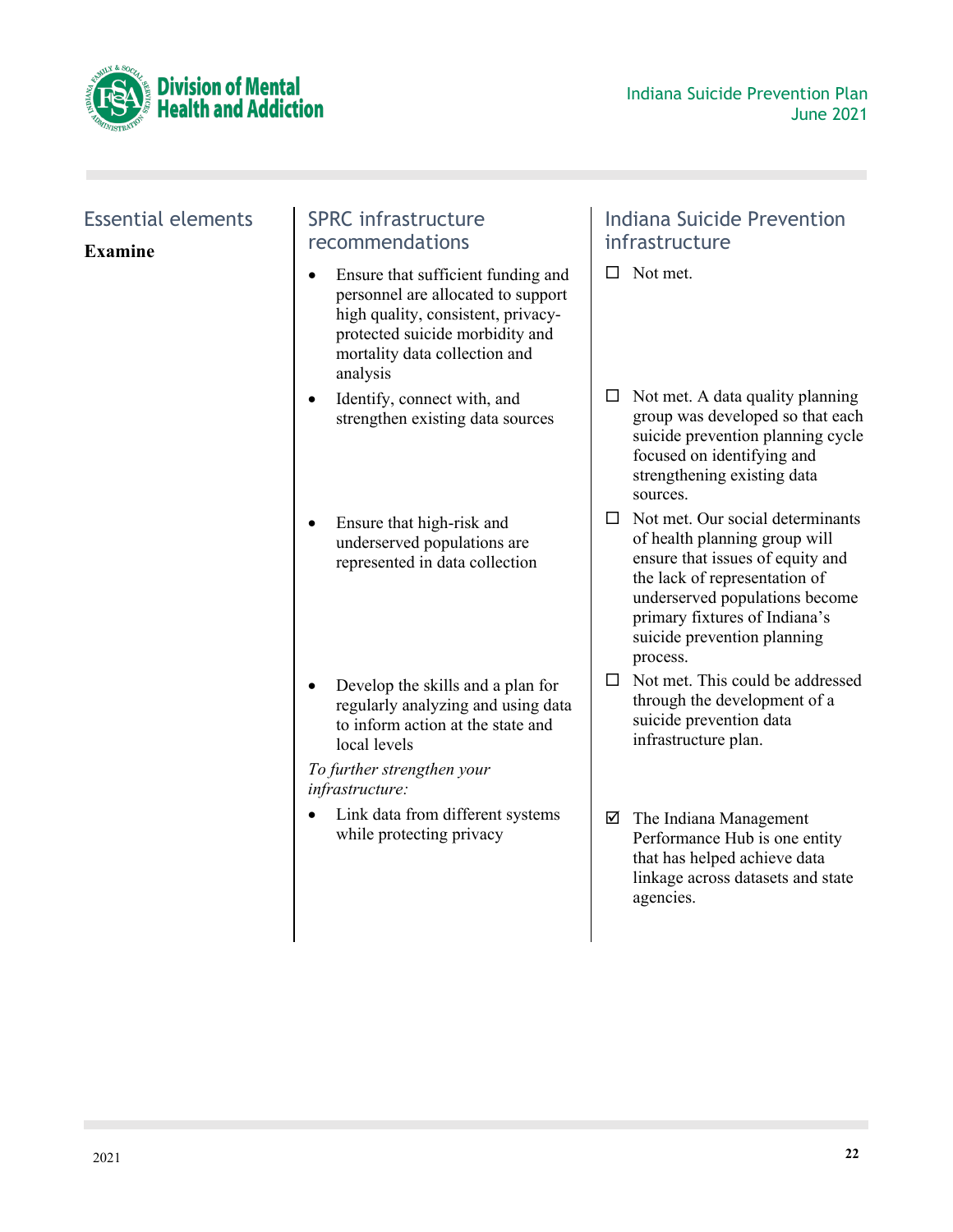| Essential elements | SPRC infrastructure recommendations | Indiana Suicide Prevention infrastructure |
| --- | --- | --- |
| **Examine** | • Ensure that sufficient funding and personnel are allocated to support high quality, consistent, privacy-protected suicide morbidity and mortality data collection and analysis | ☐ Not met. |
| | • Identify, connect with, and strengthen existing data sources | ☐ Not met. A data quality planning group was developed so that each suicide prevention planning cycle focused on identifying and strengthening existing data sources. |
| | • Ensure that high-risk and underserved populations are represented in data collection | ☐ Not met. Our social determinants of health planning group will ensure that issues of equity and the lack of representation of underserved populations become primary fixtures of Indiana's suicide prevention planning process. |
| | • Develop the skills and a plan for regularly analyzing and using data to inform action at the state and local levels | ☐ Not met. This could be addressed through the development of a suicide prevention data infrastructure plan. |
| | *To further strengthen your infrastructure:* | |
| | • Link data from different systems while protecting privacy | ☑ The Indiana Management Performance Hub is one entity that has helped achieve data linkage across datasets and state agencies. |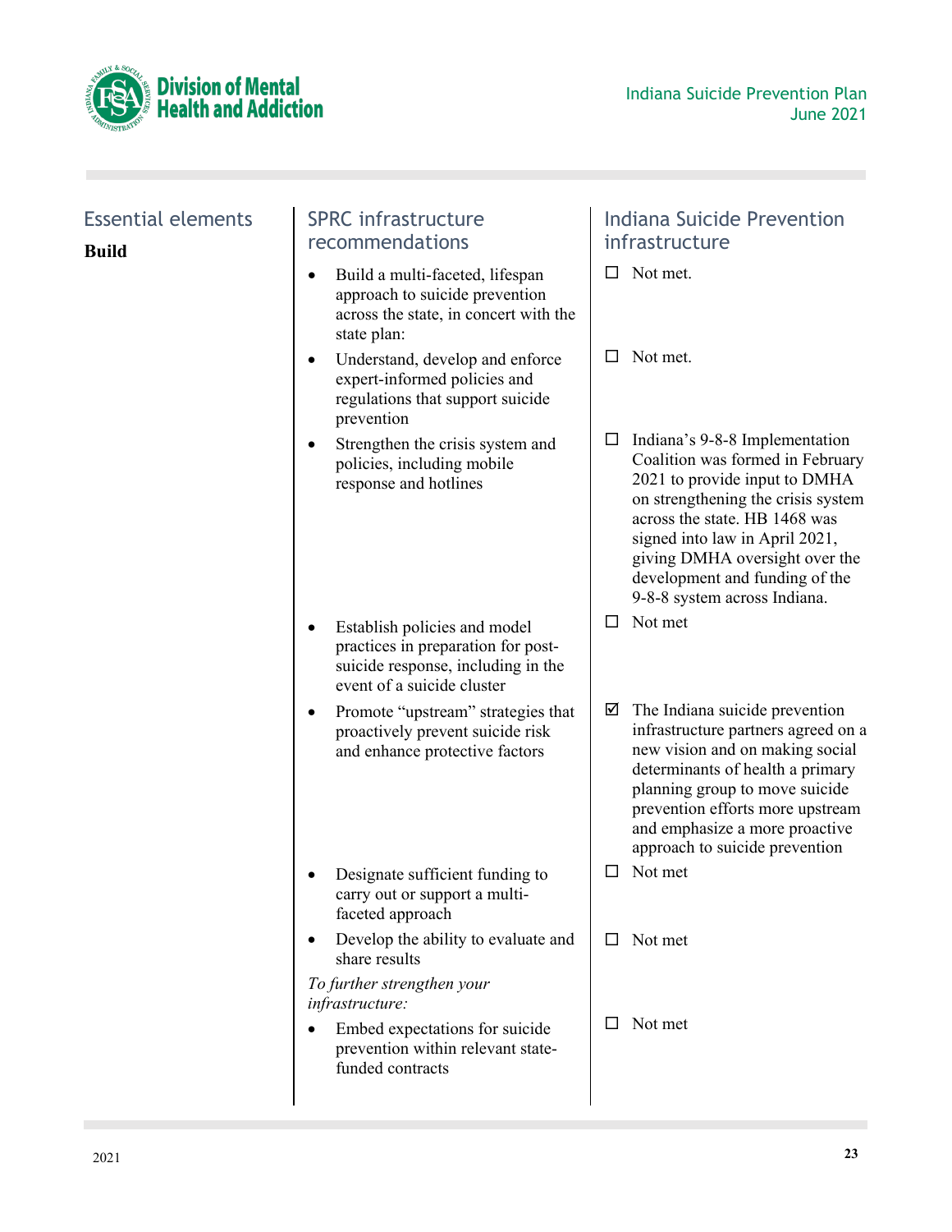| Essential elements | SPRC infrastructure recommendations | Indiana Suicide Prevention infrastructure |
|---|---|---|
| **Build** | • Build a multi-faceted, lifespan approach to suicide prevention across the state, in concert with the state plan: | ☐ Not met. |
| | • Understand, develop and enforce expert-informed policies and regulations that support suicide prevention | ☐ Not met. |
| | • Strengthen the crisis system and policies, including mobile response and hotlines | ☐ Indiana's 9-8-8 Implementation Coalition was formed in February 2021 to provide input to DMHA on strengthening the crisis system across the state. HB 1468 was signed into law in April 2021, giving DMHA oversight over the development and funding of the 9-8-8 system across Indiana. |
| | • Establish policies and model practices in preparation for post-suicide response, including in the event of a suicide cluster | ☐ Not met |
| | • Promote "upstream" strategies that proactively prevent suicide risk and enhance protective factors | ☑ The Indiana suicide prevention infrastructure partners agreed on a new vision and on making social determinants of health a primary planning group to move suicide prevention efforts more upstream and emphasize a more proactive approach to suicide prevention |
| | • Designate sufficient funding to carry out or support a multi-faceted approach | ☐ Not met |
| | • Develop the ability to evaluate and share results | ☐ Not met |
| | *To further strengthen your infrastructure:* | |
| | • Embed expectations for suicide prevention within relevant state-funded contracts | ☐ Not met |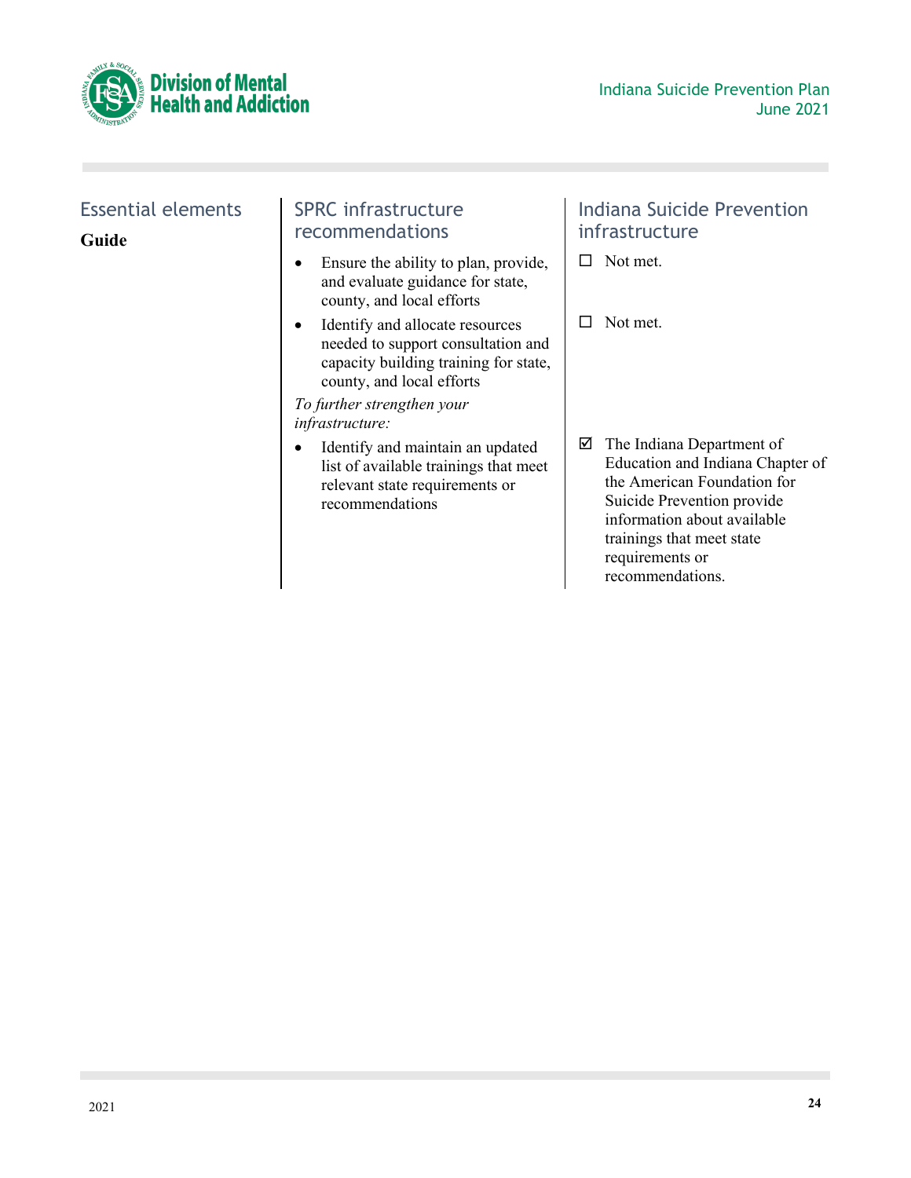| Essential elements | SPRC infrastructure recommendations | Indiana Suicide Prevention infrastructure |
|---|---|---|
| **Guide** | • Ensure the ability to plan, provide, and evaluate guidance for state, county, and local efforts | ☐ Not met. |
| | • Identify and allocate resources needed to support consultation and capacity building training for state, county, and local efforts | ☐ Not met. |
| | *To further strengthen your infrastructure:* | |
| | • Identify and maintain an updated list of available trainings that meet relevant state requirements or recommendations | ☑ The Indiana Department of Education and Indiana Chapter of the American Foundation for Suicide Prevention provide information about available trainings that meet state requirements or recommendations. |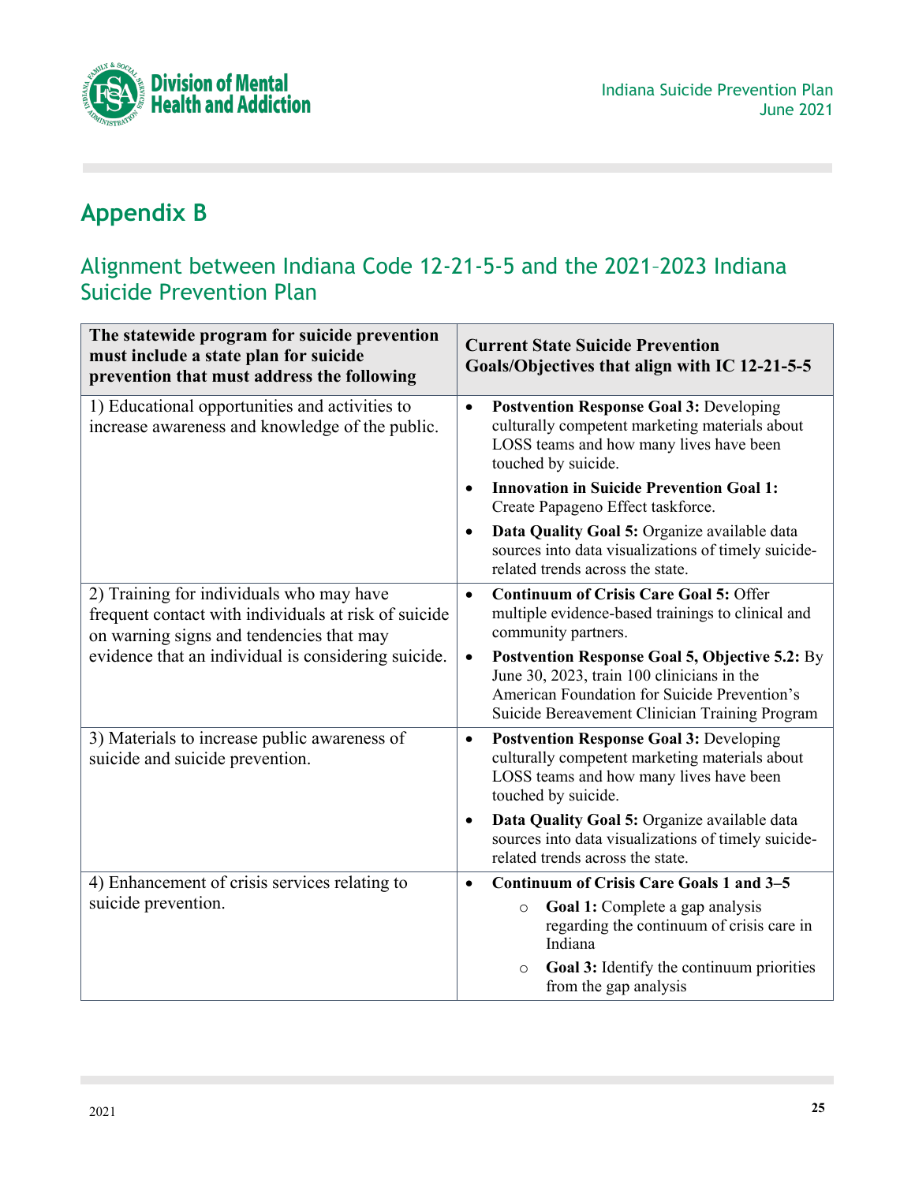## Appendix B

### Alignment between Indiana Code 12-21-5-5 and the 2021–2023 Indiana Suicide Prevention Plan

| The statewide program for suicide prevention must include a state plan for suicide prevention that must address the following | Current State Suicide Prevention Goals/Objectives that align with IC 12-21-5-5 |
|---|---|
| 1) Educational opportunities and activities to increase awareness and knowledge of the public. | • **Postvention Response Goal 3:** Developing culturally competent marketing materials about LOSS teams and how many lives have been touched by suicide.<br>• **Innovation in Suicide Prevention Goal 1:** Create Papageno Effect taskforce.<br>• **Data Quality Goal 5:** Organize available data sources into data visualizations of timely suicide-related trends across the state. |
| 2) Training for individuals who may have frequent contact with individuals at risk of suicide on warning signs and tendencies that may evidence that an individual is considering suicide. | • **Continuum of Crisis Care Goal 5:** Offer multiple evidence-based trainings to clinical and community partners.<br>• **Postvention Response Goal 5, Objective 5.2:** By June 30, 2023, train 100 clinicians in the American Foundation for Suicide Prevention's Suicide Bereavement Clinician Training Program |
| 3) Materials to increase public awareness of suicide and suicide prevention. | • **Postvention Response Goal 3:** Developing culturally competent marketing materials about LOSS teams and how many lives have been touched by suicide.<br>• **Data Quality Goal 5:** Organize available data sources into data visualizations of timely suicide-related trends across the state. |
| 4) Enhancement of crisis services relating to suicide prevention. | • **Continuum of Crisis Care Goals 1 and 3–5**<br>  ○ **Goal 1:** Complete a gap analysis regarding the continuum of crisis care in Indiana<br>  ○ **Goal 3:** Identify the continuum priorities from the gap analysis |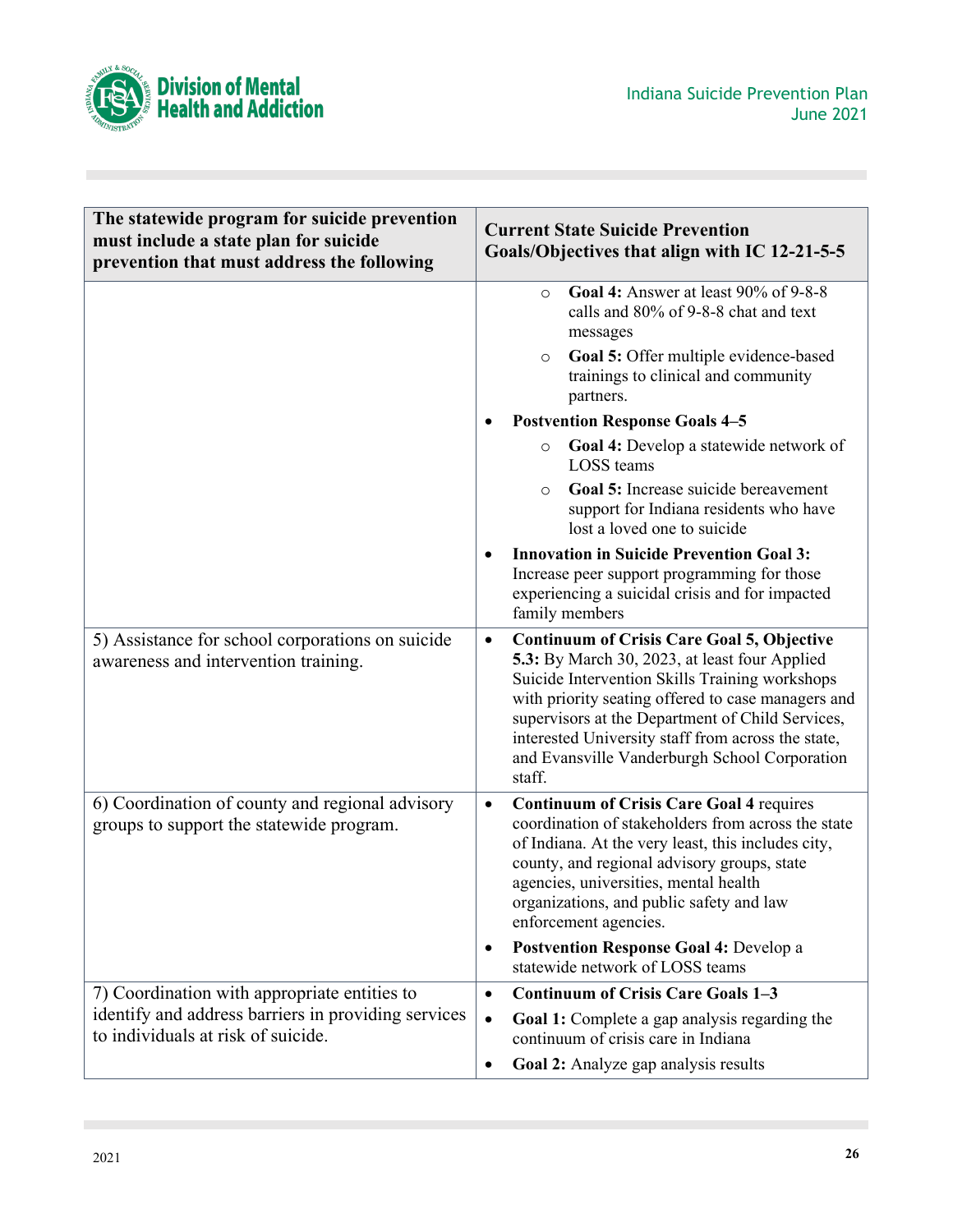| The statewide program for suicide prevention must include a state plan for suicide prevention that must address the following | Current State Suicide Prevention Goals/Objectives that align with IC 12-21-5-5 |
|---|---|
| | ◦ **Goal 4:** Answer at least 90% of 9-8-8 calls and 80% of 9-8-8 chat and text messages<br>◦ **Goal 5:** Offer multiple evidence-based trainings to clinical and community partners.<br>• **Postvention Response Goals 4–5**<br>◦ **Goal 4:** Develop a statewide network of LOSS teams<br>◦ **Goal 5:** Increase suicide bereavement support for Indiana residents who have lost a loved one to suicide<br>• **Innovation in Suicide Prevention Goal 3:** Increase peer support programming for those experiencing a suicidal crisis and for impacted family members |
| 5) Assistance for school corporations on suicide awareness and intervention training. | • **Continuum of Crisis Care Goal 5, Objective 5.3:** By March 30, 2023, at least four Applied Suicide Intervention Skills Training workshops with priority seating offered to case managers and supervisors at the Department of Child Services, interested University staff from across the state, and Evansville Vanderburgh School Corporation staff. |
| 6) Coordination of county and regional advisory groups to support the statewide program. | • **Continuum of Crisis Care Goal 4** requires coordination of stakeholders from across the state of Indiana. At the very least, this includes city, county, and regional advisory groups, state agencies, universities, mental health organizations, and public safety and law enforcement agencies.<br>• **Postvention Response Goal 4:** Develop a statewide network of LOSS teams |
| 7) Coordination with appropriate entities to identify and address barriers in providing services to individuals at risk of suicide. | • **Continuum of Crisis Care Goals 1–3**<br>• **Goal 1:** Complete a gap analysis regarding the continuum of crisis care in Indiana<br>• **Goal 2:** Analyze gap analysis results |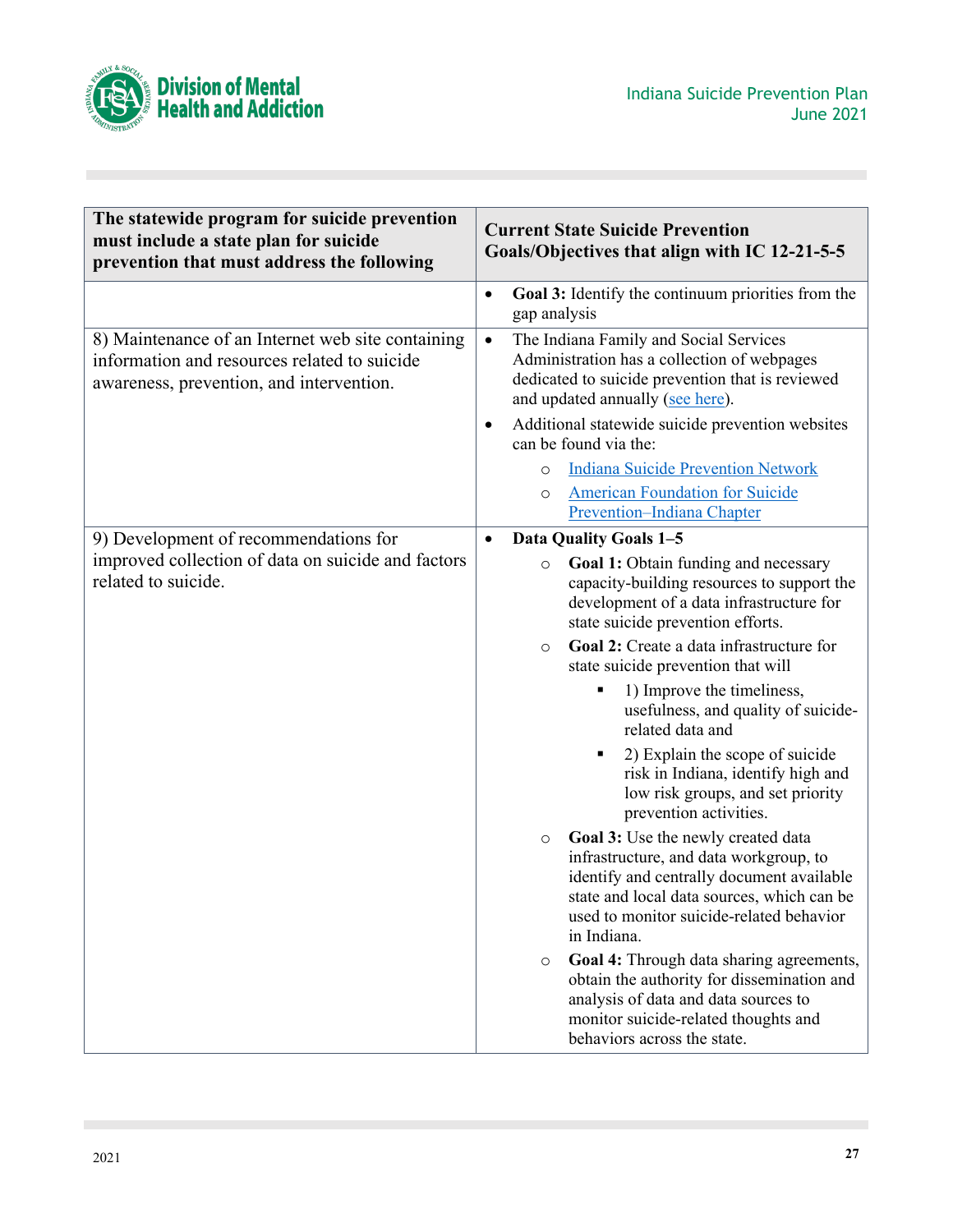| The statewide program for suicide prevention must include a state plan for suicide prevention that must address the following | Current State Suicide Prevention Goals/Objectives that align with IC 12-21-5-5 |
|---|---|
| | • **Goal 3:** Identify the continuum priorities from the gap analysis |
| 8) Maintenance of an Internet web site containing information and resources related to suicide awareness, prevention, and intervention. | • The Indiana Family and Social Services Administration has a collection of webpages dedicated to suicide prevention that is reviewed and updated annually (see here).<br>• Additional statewide suicide prevention websites can be found via the:<br>  ○ Indiana Suicide Prevention Network<br>  ○ American Foundation for Suicide Prevention–Indiana Chapter |
| 9) Development of recommendations for improved collection of data on suicide and factors related to suicide. | • **Data Quality Goals 1–5**<br>  ○ **Goal 1:** Obtain funding and necessary capacity-building resources to support the development of a data infrastructure for state suicide prevention efforts.<br>  ○ **Goal 2:** Create a data infrastructure for state suicide prevention that will<br>    ▪ 1) Improve the timeliness, usefulness, and quality of suicide-related data and<br>    ▪ 2) Explain the scope of suicide risk in Indiana, identify high and low risk groups, and set priority prevention activities.<br>  ○ **Goal 3:** Use the newly created data infrastructure, and data workgroup, to identify and centrally document available state and local data sources, which can be used to monitor suicide-related behavior in Indiana.<br>  ○ **Goal 4:** Through data sharing agreements, obtain the authority for dissemination and analysis of data and data sources to monitor suicide-related thoughts and behaviors across the state. |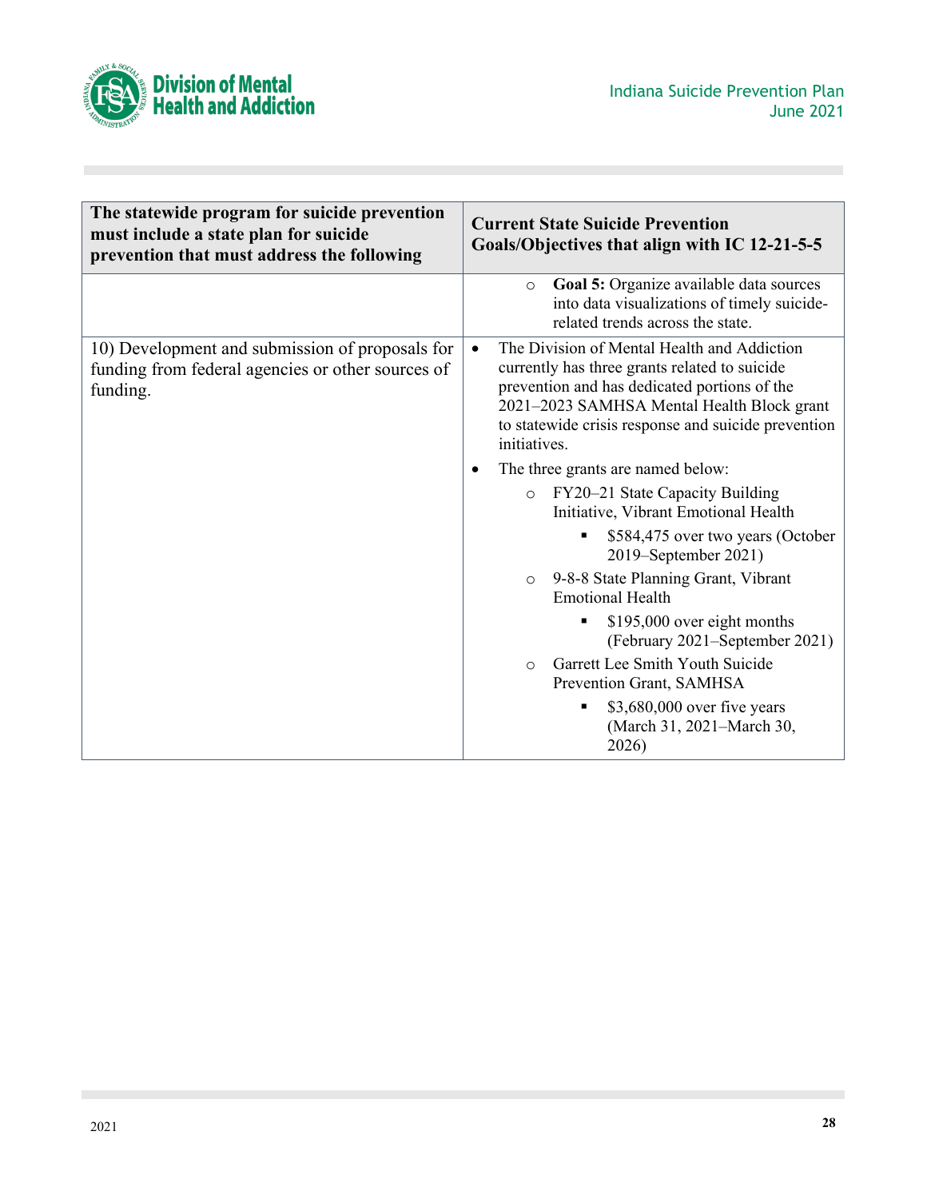| The statewide program for suicide prevention must include a state plan for suicide prevention that must address the following | Current State Suicide Prevention Goals/Objectives that align with IC 12-21-5-5 |
|---|---|
| | ○ **Goal 5:** Organize available data sources into data visualizations of timely suicide-related trends across the state. |
| 10) Development and submission of proposals for funding from federal agencies or other sources of funding. | • The Division of Mental Health and Addiction currently has three grants related to suicide prevention and has dedicated portions of the 2021–2023 SAMHSA Mental Health Block grant to statewide crisis response and suicide prevention initiatives.<br>• The three grants are named below:<br>○ FY20–21 State Capacity Building Initiative, Vibrant Emotional Health<br>▪ $584,475 over two years (October 2019–September 2021)<br>○ 9-8-8 State Planning Grant, Vibrant Emotional Health<br>▪ $195,000 over eight months (February 2021–September 2021)<br>○ Garrett Lee Smith Youth Suicide Prevention Grant, SAMHSA<br>▪ $3,680,000 over five years (March 31, 2021–March 30, 2026) |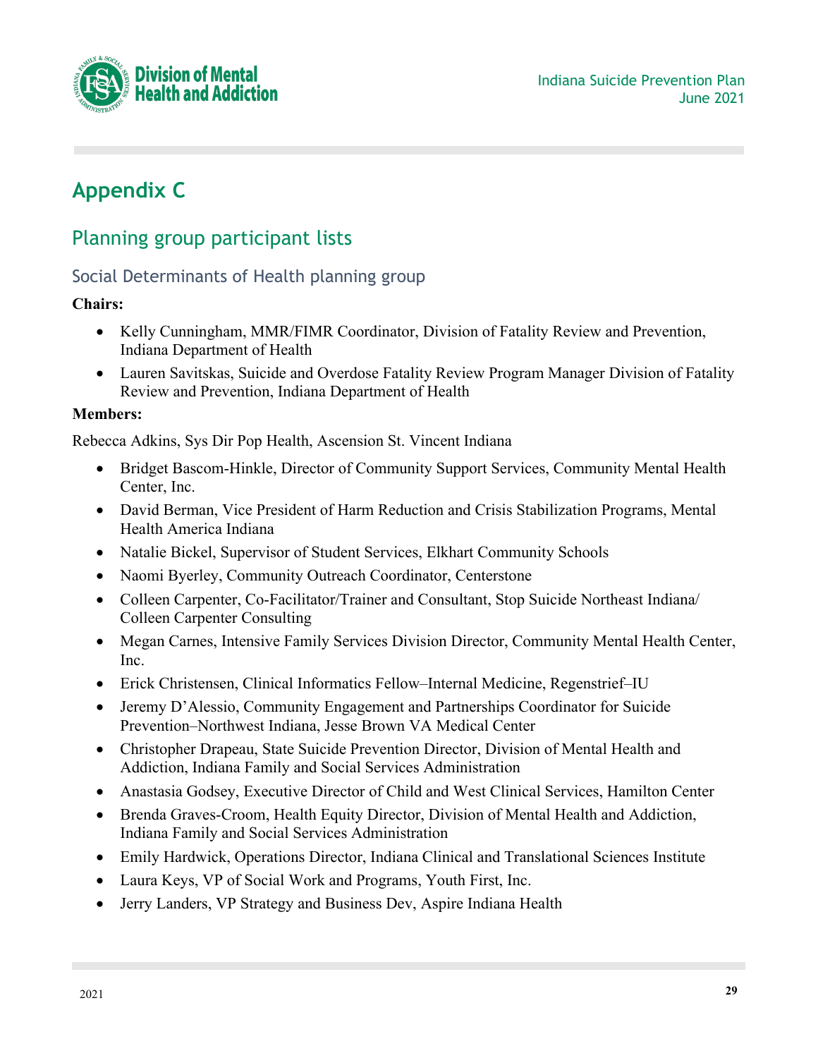# Appendix C

## Planning group participant lists

### Social Determinants of Health planning group

**Chairs:**

- Kelly Cunningham, MMR/FIMR Coordinator, Division of Fatality Review and Prevention, Indiana Department of Health
- Lauren Savitskas, Suicide and Overdose Fatality Review Program Manager Division of Fatality Review and Prevention, Indiana Department of Health

**Members:**

Rebecca Adkins, Sys Dir Pop Health, Ascension St. Vincent Indiana

- Bridget Bascom-Hinkle, Director of Community Support Services, Community Mental Health Center, Inc.
- David Berman, Vice President of Harm Reduction and Crisis Stabilization Programs, Mental Health America Indiana
- Natalie Bickel, Supervisor of Student Services, Elkhart Community Schools
- Naomi Byerley, Community Outreach Coordinator, Centerstone
- Colleen Carpenter, Co-Facilitator/Trainer and Consultant, Stop Suicide Northeast Indiana/ Colleen Carpenter Consulting
- Megan Carnes, Intensive Family Services Division Director, Community Mental Health Center, Inc.
- Erick Christensen, Clinical Informatics Fellow–Internal Medicine, Regenstrief–IU
- Jeremy D'Alessio, Community Engagement and Partnerships Coordinator for Suicide Prevention–Northwest Indiana, Jesse Brown VA Medical Center
- Christopher Drapeau, State Suicide Prevention Director, Division of Mental Health and Addiction, Indiana Family and Social Services Administration
- Anastasia Godsey, Executive Director of Child and West Clinical Services, Hamilton Center
- Brenda Graves-Croom, Health Equity Director, Division of Mental Health and Addiction, Indiana Family and Social Services Administration
- Emily Hardwick, Operations Director, Indiana Clinical and Translational Sciences Institute
- Laura Keys, VP of Social Work and Programs, Youth First, Inc.
- Jerry Landers, VP Strategy and Business Dev, Aspire Indiana Health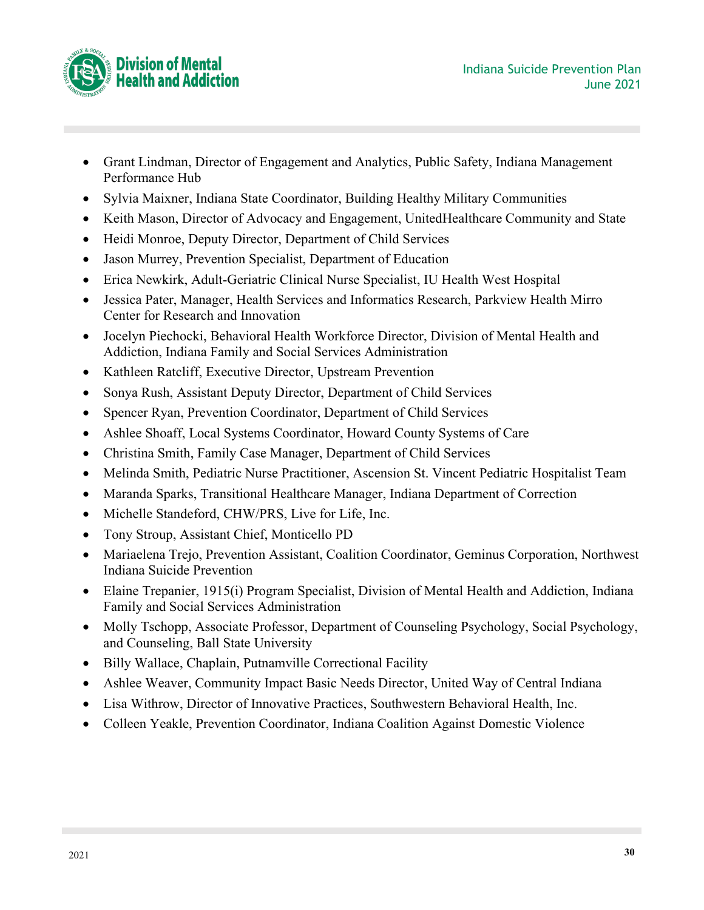- Grant Lindman, Director of Engagement and Analytics, Public Safety, Indiana Management Performance Hub
- Sylvia Maixner, Indiana State Coordinator, Building Healthy Military Communities
- Keith Mason, Director of Advocacy and Engagement, UnitedHealthcare Community and State
- Heidi Monroe, Deputy Director, Department of Child Services
- Jason Murrey, Prevention Specialist, Department of Education
- Erica Newkirk, Adult-Geriatric Clinical Nurse Specialist, IU Health West Hospital
- Jessica Pater, Manager, Health Services and Informatics Research, Parkview Health Mirro Center for Research and Innovation
- Jocelyn Piechocki, Behavioral Health Workforce Director, Division of Mental Health and Addiction, Indiana Family and Social Services Administration
- Kathleen Ratcliff, Executive Director, Upstream Prevention
- Sonya Rush, Assistant Deputy Director, Department of Child Services
- Spencer Ryan, Prevention Coordinator, Department of Child Services
- Ashlee Shoaff, Local Systems Coordinator, Howard County Systems of Care
- Christina Smith, Family Case Manager, Department of Child Services
- Melinda Smith, Pediatric Nurse Practitioner, Ascension St. Vincent Pediatric Hospitalist Team
- Maranda Sparks, Transitional Healthcare Manager, Indiana Department of Correction
- Michelle Standeford, CHW/PRS, Live for Life, Inc.
- Tony Stroup, Assistant Chief, Monticello PD
- Mariaelena Trejo, Prevention Assistant, Coalition Coordinator, Geminus Corporation, Northwest Indiana Suicide Prevention
- Elaine Trepanier, 1915(i) Program Specialist, Division of Mental Health and Addiction, Indiana Family and Social Services Administration
- Molly Tschopp, Associate Professor, Department of Counseling Psychology, Social Psychology, and Counseling, Ball State University
- Billy Wallace, Chaplain, Putnamville Correctional Facility
- Ashlee Weaver, Community Impact Basic Needs Director, United Way of Central Indiana
- Lisa Withrow, Director of Innovative Practices, Southwestern Behavioral Health, Inc.
- Colleen Yeakle, Prevention Coordinator, Indiana Coalition Against Domestic Violence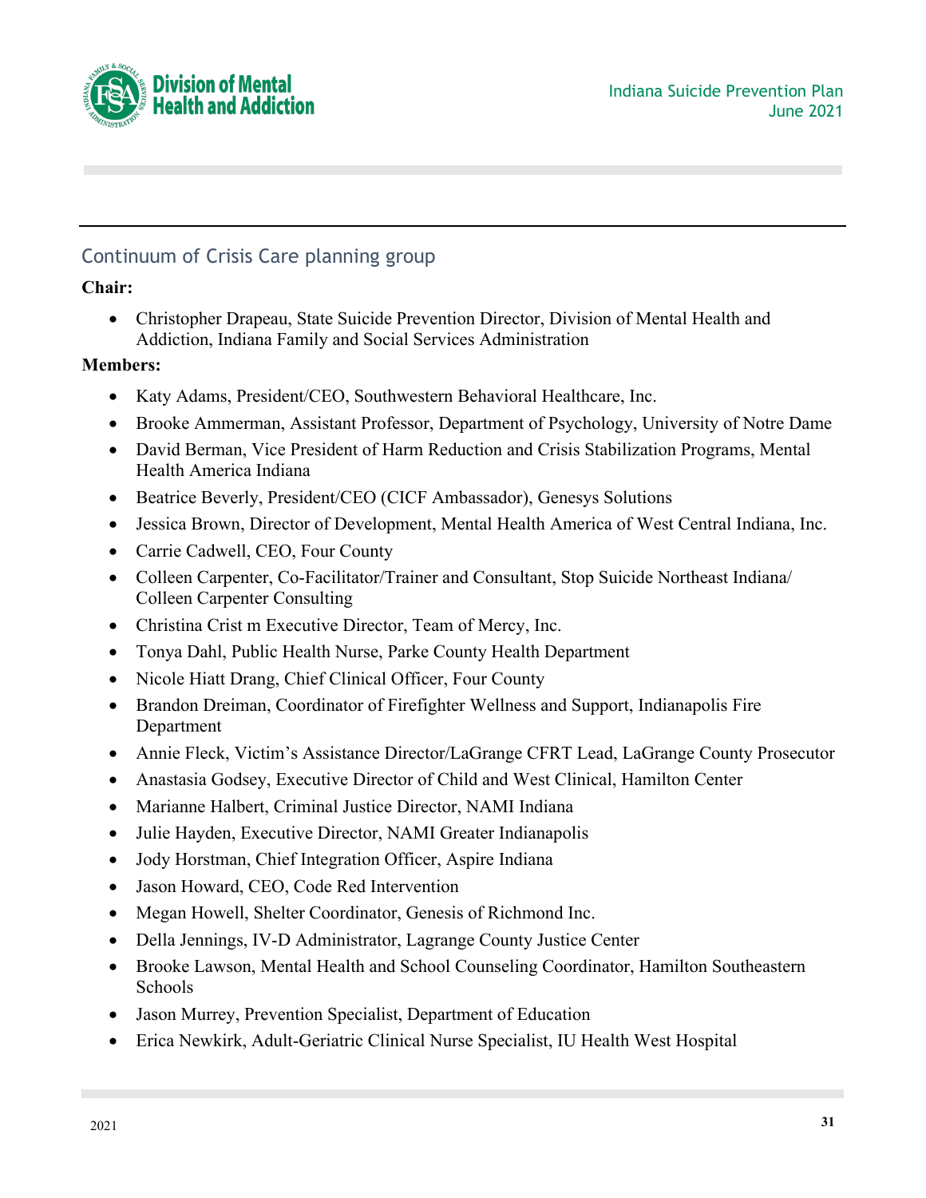## Continuum of Crisis Care planning group

**Chair:**

- Christopher Drapeau, State Suicide Prevention Director, Division of Mental Health and Addiction, Indiana Family and Social Services Administration

**Members:**

- Katy Adams, President/CEO, Southwestern Behavioral Healthcare, Inc.
- Brooke Ammerman, Assistant Professor, Department of Psychology, University of Notre Dame
- David Berman, Vice President of Harm Reduction and Crisis Stabilization Programs, Mental Health America Indiana
- Beatrice Beverly, President/CEO (CICF Ambassador), Genesys Solutions
- Jessica Brown, Director of Development, Mental Health America of West Central Indiana, Inc.
- Carrie Cadwell, CEO, Four County
- Colleen Carpenter, Co-Facilitator/Trainer and Consultant, Stop Suicide Northeast Indiana/ Colleen Carpenter Consulting
- Christina Crist m Executive Director, Team of Mercy, Inc.
- Tonya Dahl, Public Health Nurse, Parke County Health Department
- Nicole Hiatt Drang, Chief Clinical Officer, Four County
- Brandon Dreiman, Coordinator of Firefighter Wellness and Support, Indianapolis Fire Department
- Annie Fleck, Victim's Assistance Director/LaGrange CFRT Lead, LaGrange County Prosecutor
- Anastasia Godsey, Executive Director of Child and West Clinical, Hamilton Center
- Marianne Halbert, Criminal Justice Director, NAMI Indiana
- Julie Hayden, Executive Director, NAMI Greater Indianapolis
- Jody Horstman, Chief Integration Officer, Aspire Indiana
- Jason Howard, CEO, Code Red Intervention
- Megan Howell, Shelter Coordinator, Genesis of Richmond Inc.
- Della Jennings, IV-D Administrator, Lagrange County Justice Center
- Brooke Lawson, Mental Health and School Counseling Coordinator, Hamilton Southeastern Schools
- Jason Murrey, Prevention Specialist, Department of Education
- Erica Newkirk, Adult-Geriatric Clinical Nurse Specialist, IU Health West Hospital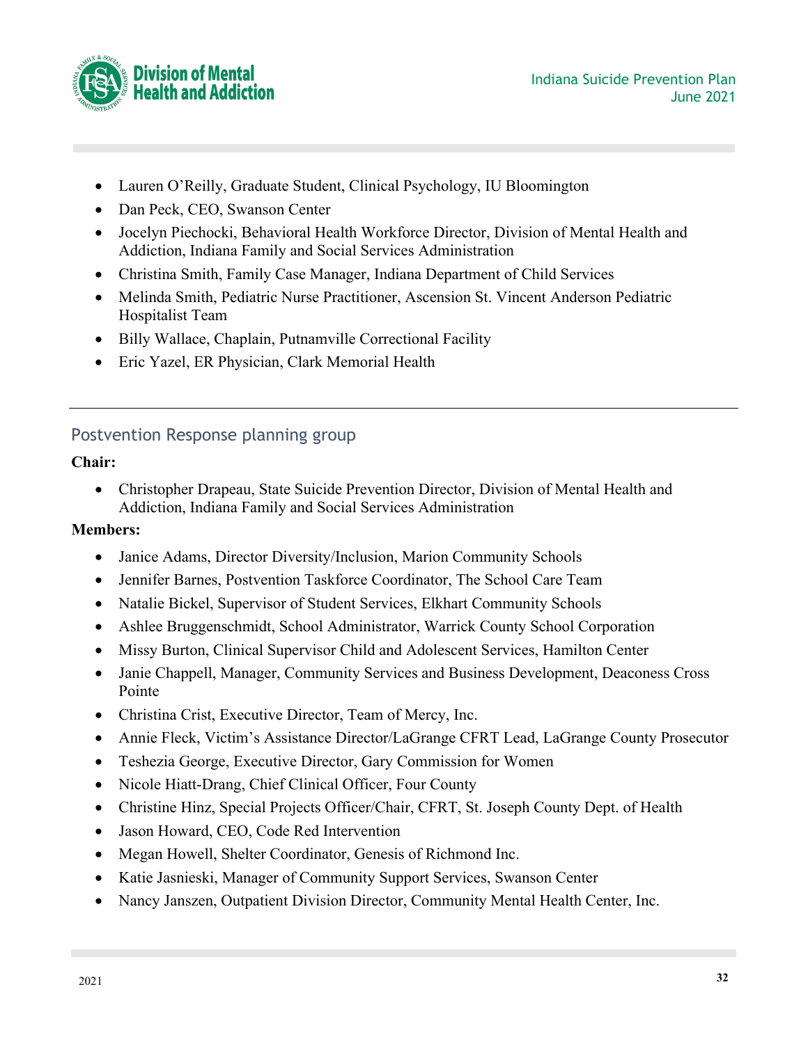- Lauren O'Reilly, Graduate Student, Clinical Psychology, IU Bloomington
- Dan Peck, CEO, Swanson Center
- Jocelyn Piechocki, Behavioral Health Workforce Director, Division of Mental Health and Addiction, Indiana Family and Social Services Administration
- Christina Smith, Family Case Manager, Indiana Department of Child Services
- Melinda Smith, Pediatric Nurse Practitioner, Ascension St. Vincent Anderson Pediatric Hospitalist Team
- Billy Wallace, Chaplain, Putnamville Correctional Facility
- Eric Yazel, ER Physician, Clark Memorial Health

---

## Postvention Response planning group

**Chair:**

- Christopher Drapeau, State Suicide Prevention Director, Division of Mental Health and Addiction, Indiana Family and Social Services Administration

**Members:**

- Janice Adams, Director Diversity/Inclusion, Marion Community Schools
- Jennifer Barnes, Postvention Taskforce Coordinator, The School Care Team
- Natalie Bickel, Supervisor of Student Services, Elkhart Community Schools
- Ashlee Bruggenschmidt, School Administrator, Warrick County School Corporation
- Missy Burton, Clinical Supervisor Child and Adolescent Services, Hamilton Center
- Janie Chappell, Manager, Community Services and Business Development, Deaconess Cross Pointe
- Christina Crist, Executive Director, Team of Mercy, Inc.
- Annie Fleck, Victim's Assistance Director/LaGrange CFRT Lead, LaGrange County Prosecutor
- Teshezia George, Executive Director, Gary Commission for Women
- Nicole Hiatt-Drang, Chief Clinical Officer, Four County
- Christine Hinz, Special Projects Officer/Chair, CFRT, St. Joseph County Dept. of Health
- Jason Howard, CEO, Code Red Intervention
- Megan Howell, Shelter Coordinator, Genesis of Richmond Inc.
- Katie Jasnieski, Manager of Community Support Services, Swanson Center
- Nancy Janszen, Outpatient Division Director, Community Mental Health Center, Inc.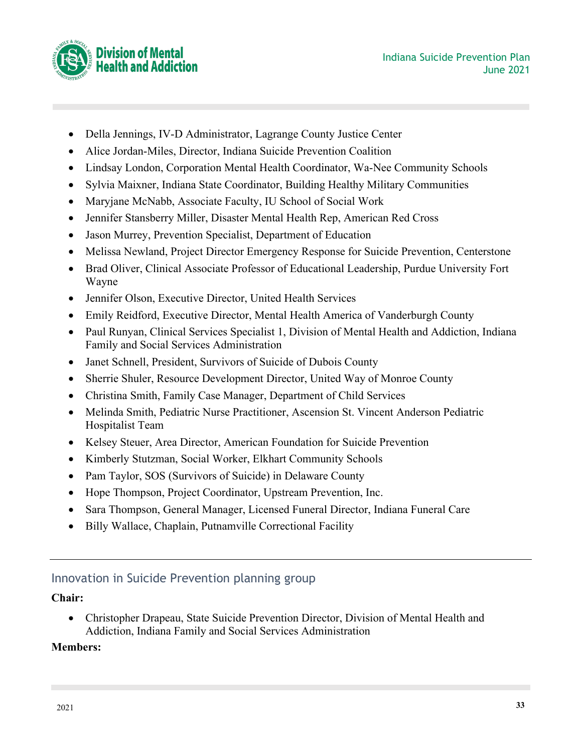- Della Jennings, IV-D Administrator, Lagrange County Justice Center
- Alice Jordan-Miles, Director, Indiana Suicide Prevention Coalition
- Lindsay London, Corporation Mental Health Coordinator, Wa-Nee Community Schools
- Sylvia Maixner, Indiana State Coordinator, Building Healthy Military Communities
- Maryjane McNabb, Associate Faculty, IU School of Social Work
- Jennifer Stansberry Miller, Disaster Mental Health Rep, American Red Cross
- Jason Murrey, Prevention Specialist, Department of Education
- Melissa Newland, Project Director Emergency Response for Suicide Prevention, Centerstone
- Brad Oliver, Clinical Associate Professor of Educational Leadership, Purdue University Fort Wayne
- Jennifer Olson, Executive Director, United Health Services
- Emily Reidford, Executive Director, Mental Health America of Vanderburgh County
- Paul Runyan, Clinical Services Specialist 1, Division of Mental Health and Addiction, Indiana Family and Social Services Administration
- Janet Schnell, President, Survivors of Suicide of Dubois County
- Sherrie Shuler, Resource Development Director, United Way of Monroe County
- Christina Smith, Family Case Manager, Department of Child Services
- Melinda Smith, Pediatric Nurse Practitioner, Ascension St. Vincent Anderson Pediatric Hospitalist Team
- Kelsey Steuer, Area Director, American Foundation for Suicide Prevention
- Kimberly Stutzman, Social Worker, Elkhart Community Schools
- Pam Taylor, SOS (Survivors of Suicide) in Delaware County
- Hope Thompson, Project Coordinator, Upstream Prevention, Inc.
- Sara Thompson, General Manager, Licensed Funeral Director, Indiana Funeral Care
- Billy Wallace, Chaplain, Putnamville Correctional Facility

---

## Innovation in Suicide Prevention planning group

**Chair:**

- Christopher Drapeau, State Suicide Prevention Director, Division of Mental Health and Addiction, Indiana Family and Social Services Administration

**Members:**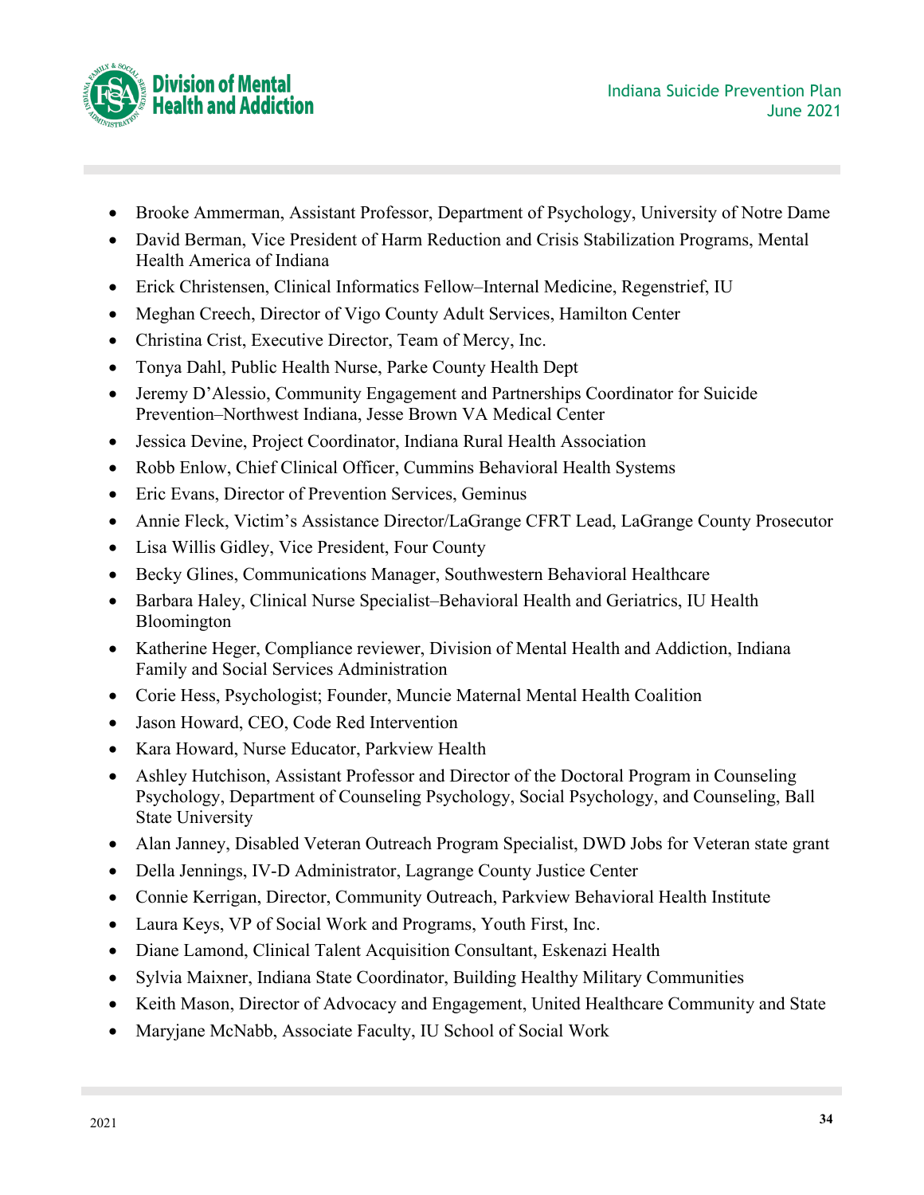- Brooke Ammerman, Assistant Professor, Department of Psychology, University of Notre Dame
- David Berman, Vice President of Harm Reduction and Crisis Stabilization Programs, Mental Health America of Indiana
- Erick Christensen, Clinical Informatics Fellow–Internal Medicine, Regenstrief, IU
- Meghan Creech, Director of Vigo County Adult Services, Hamilton Center
- Christina Crist, Executive Director, Team of Mercy, Inc.
- Tonya Dahl, Public Health Nurse, Parke County Health Dept
- Jeremy D'Alessio, Community Engagement and Partnerships Coordinator for Suicide Prevention–Northwest Indiana, Jesse Brown VA Medical Center
- Jessica Devine, Project Coordinator, Indiana Rural Health Association
- Robb Enlow, Chief Clinical Officer, Cummins Behavioral Health Systems
- Eric Evans, Director of Prevention Services, Geminus
- Annie Fleck, Victim's Assistance Director/LaGrange CFRT Lead, LaGrange County Prosecutor
- Lisa Willis Gidley, Vice President, Four County
- Becky Glines, Communications Manager, Southwestern Behavioral Healthcare
- Barbara Haley, Clinical Nurse Specialist–Behavioral Health and Geriatrics, IU Health Bloomington
- Katherine Heger, Compliance reviewer, Division of Mental Health and Addiction, Indiana Family and Social Services Administration
- Corie Hess, Psychologist; Founder, Muncie Maternal Mental Health Coalition
- Jason Howard, CEO, Code Red Intervention
- Kara Howard, Nurse Educator, Parkview Health
- Ashley Hutchison, Assistant Professor and Director of the Doctoral Program in Counseling Psychology, Department of Counseling Psychology, Social Psychology, and Counseling, Ball State University
- Alan Janney, Disabled Veteran Outreach Program Specialist, DWD Jobs for Veteran state grant
- Della Jennings, IV-D Administrator, Lagrange County Justice Center
- Connie Kerrigan, Director, Community Outreach, Parkview Behavioral Health Institute
- Laura Keys, VP of Social Work and Programs, Youth First, Inc.
- Diane Lamond, Clinical Talent Acquisition Consultant, Eskenazi Health
- Sylvia Maixner, Indiana State Coordinator, Building Healthy Military Communities
- Keith Mason, Director of Advocacy and Engagement, United Healthcare Community and State
- Maryjane McNabb, Associate Faculty, IU School of Social Work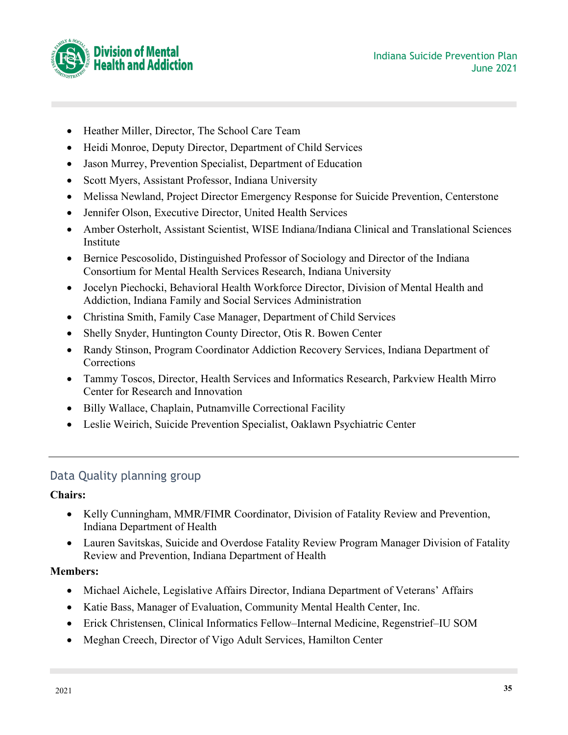- Heather Miller, Director, The School Care Team
- Heidi Monroe, Deputy Director, Department of Child Services
- Jason Murrey, Prevention Specialist, Department of Education
- Scott Myers, Assistant Professor, Indiana University
- Melissa Newland, Project Director Emergency Response for Suicide Prevention, Centerstone
- Jennifer Olson, Executive Director, United Health Services
- Amber Osterholt, Assistant Scientist, WISE Indiana/Indiana Clinical and Translational Sciences Institute
- Bernice Pescosolido, Distinguished Professor of Sociology and Director of the Indiana Consortium for Mental Health Services Research, Indiana University
- Jocelyn Piechocki, Behavioral Health Workforce Director, Division of Mental Health and Addiction, Indiana Family and Social Services Administration
- Christina Smith, Family Case Manager, Department of Child Services
- Shelly Snyder, Huntington County Director, Otis R. Bowen Center
- Randy Stinson, Program Coordinator Addiction Recovery Services, Indiana Department of Corrections
- Tammy Toscos, Director, Health Services and Informatics Research, Parkview Health Mirro Center for Research and Innovation
- Billy Wallace, Chaplain, Putnamville Correctional Facility
- Leslie Weirich, Suicide Prevention Specialist, Oaklawn Psychiatric Center

---

## Data Quality planning group

**Chairs:**

- Kelly Cunningham, MMR/FIMR Coordinator, Division of Fatality Review and Prevention, Indiana Department of Health
- Lauren Savitskas, Suicide and Overdose Fatality Review Program Manager Division of Fatality Review and Prevention, Indiana Department of Health

**Members:**

- Michael Aichele, Legislative Affairs Director, Indiana Department of Veterans' Affairs
- Katie Bass, Manager of Evaluation, Community Mental Health Center, Inc.
- Erick Christensen, Clinical Informatics Fellow–Internal Medicine, Regenstrief–IU SOM
- Meghan Creech, Director of Vigo Adult Services, Hamilton Center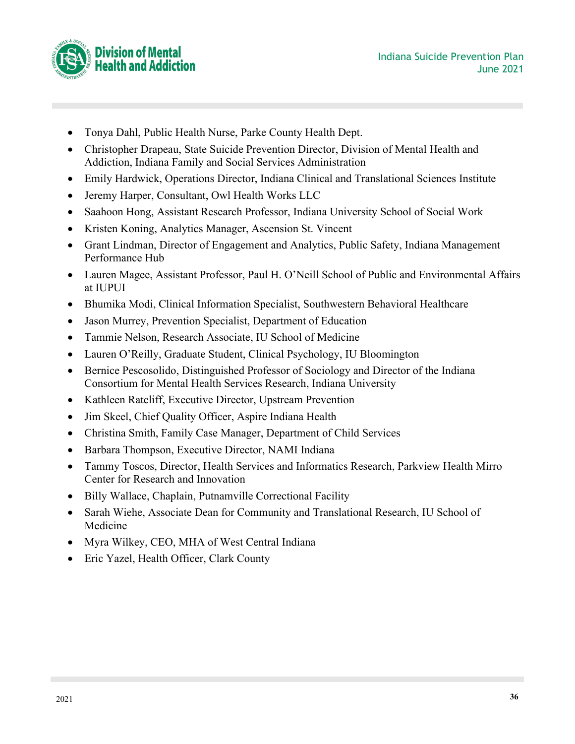- Tonya Dahl, Public Health Nurse, Parke County Health Dept.
- Christopher Drapeau, State Suicide Prevention Director, Division of Mental Health and Addiction, Indiana Family and Social Services Administration
- Emily Hardwick, Operations Director, Indiana Clinical and Translational Sciences Institute
- Jeremy Harper, Consultant, Owl Health Works LLC
- Saahoon Hong, Assistant Research Professor, Indiana University School of Social Work
- Kristen Koning, Analytics Manager, Ascension St. Vincent
- Grant Lindman, Director of Engagement and Analytics, Public Safety, Indiana Management Performance Hub
- Lauren Magee, Assistant Professor, Paul H. O'Neill School of Public and Environmental Affairs at IUPUI
- Bhumika Modi, Clinical Information Specialist, Southwestern Behavioral Healthcare
- Jason Murrey, Prevention Specialist, Department of Education
- Tammie Nelson, Research Associate, IU School of Medicine
- Lauren O'Reilly, Graduate Student, Clinical Psychology, IU Bloomington
- Bernice Pescosolido, Distinguished Professor of Sociology and Director of the Indiana Consortium for Mental Health Services Research, Indiana University
- Kathleen Ratcliff, Executive Director, Upstream Prevention
- Jim Skeel, Chief Quality Officer, Aspire Indiana Health
- Christina Smith, Family Case Manager, Department of Child Services
- Barbara Thompson, Executive Director, NAMI Indiana
- Tammy Toscos, Director, Health Services and Informatics Research, Parkview Health Mirro Center for Research and Innovation
- Billy Wallace, Chaplain, Putnamville Correctional Facility
- Sarah Wiehe, Associate Dean for Community and Translational Research, IU School of Medicine
- Myra Wilkey, CEO, MHA of West Central Indiana
- Eric Yazel, Health Officer, Clark County